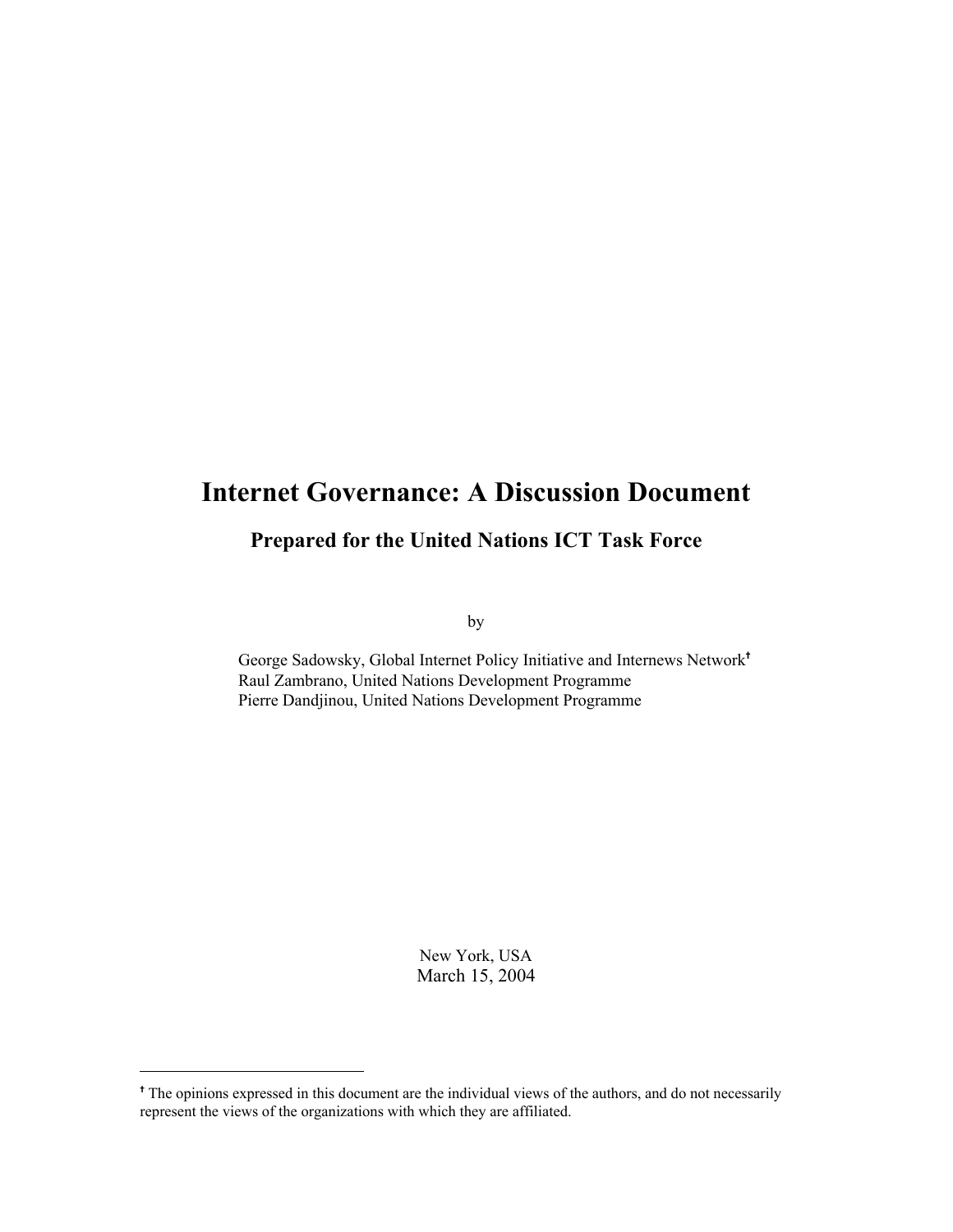# Internet Governance: A Discussion Document

## Prepared for the United Nations ICT Task Force

by

George Sadowsky, Global Internet Policy Initiative and Internews Network[†]
Raul Zambrano, United Nations Development Programme
Pierre Dandjinou, United Nations Development Programme

New York, USA
March 15, 2004

---

[†] The opinions expressed in this document are the individual views of the authors, and do not necessarily represent the views of the organizations with which they are affiliated.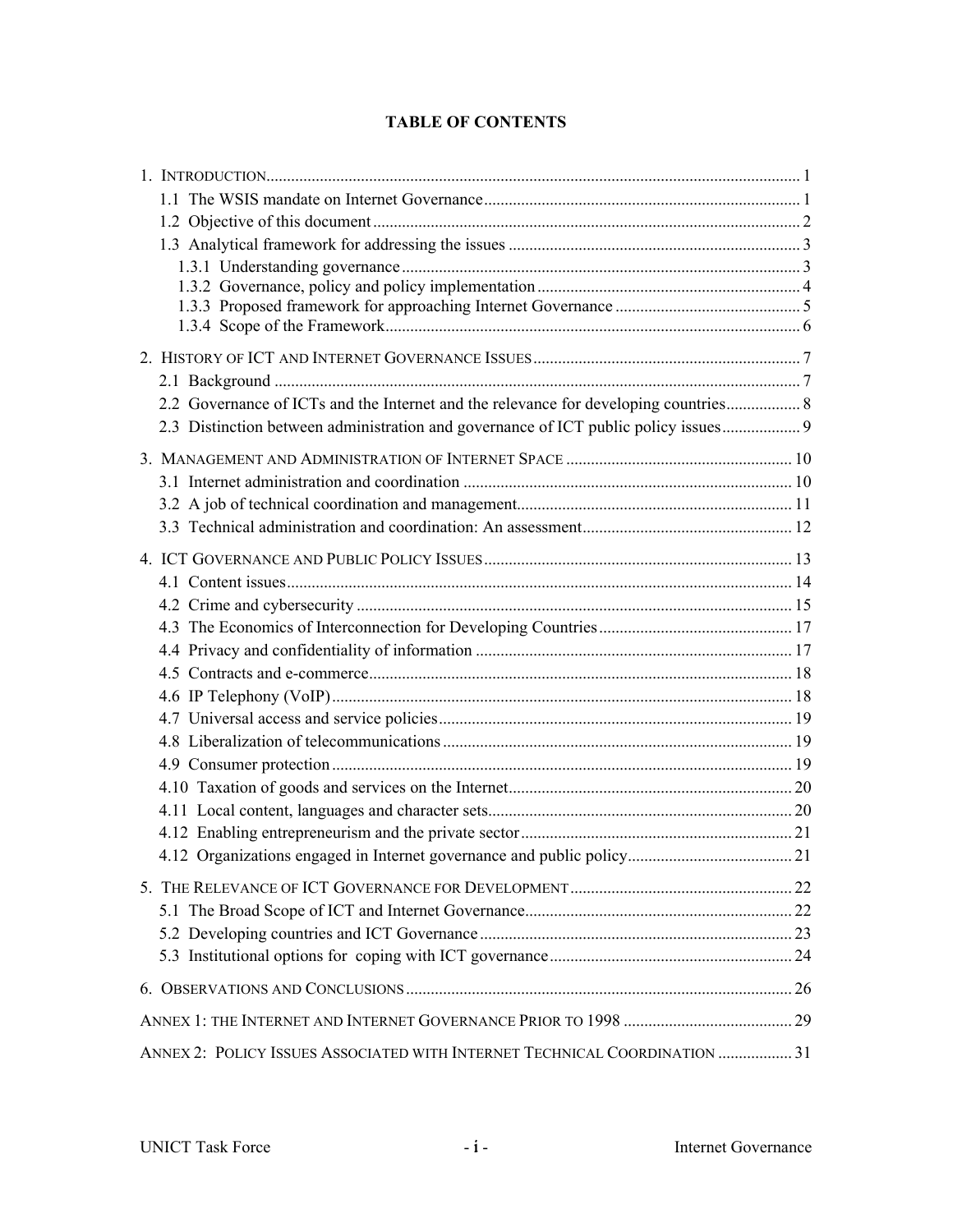# TABLE OF CONTENTS

1. INTRODUCTION ........ 1
   - 1.1 The WSIS mandate on Internet Governance ........ 1
   - 1.2 Objective of this document ........ 2
   - 1.3 Analytical framework for addressing the issues ........ 3
     - 1.3.1 Understanding governance ........ 3
     - 1.3.2 Governance, policy and policy implementation ........ 4
     - 1.3.3 Proposed framework for approaching Internet Governance ........ 5
     - 1.3.4 Scope of the Framework ........ 6
2. HISTORY OF ICT AND INTERNET GOVERNANCE ISSUES ........ 7
   - 2.1 Background ........ 7
   - 2.2 Governance of ICTs and the Internet and the relevance for developing countries ........ 8
   - 2.3 Distinction between administration and governance of ICT public policy issues ........ 9
3. MANAGEMENT AND ADMINISTRATION OF INTERNET SPACE ........ 10
   - 3.1 Internet administration and coordination ........ 10
   - 3.2 A job of technical coordination and management ........ 11
   - 3.3 Technical administration and coordination: An assessment ........ 12
4. ICT GOVERNANCE AND PUBLIC POLICY ISSUES ........ 13
   - 4.1 Content issues ........ 14
   - 4.2 Crime and cybersecurity ........ 15
   - 4.3 The Economics of Interconnection for Developing Countries ........ 17
   - 4.4 Privacy and confidentiality of information ........ 17
   - 4.5 Contracts and e-commerce ........ 18
   - 4.6 IP Telephony (VoIP) ........ 18
   - 4.7 Universal access and service policies ........ 19
   - 4.8 Liberalization of telecommunications ........ 19
   - 4.9 Consumer protection ........ 19
   - 4.10 Taxation of goods and services on the Internet ........ 20
   - 4.11 Local content, languages and character sets ........ 20
   - 4.12 Enabling entrepreneurism and the private sector ........ 21
   - 4.12 Organizations engaged in Internet governance and public policy ........ 21
5. THE RELEVANCE OF ICT GOVERNANCE FOR DEVELOPMENT ........ 22
   - 5.1 The Broad Scope of ICT and Internet Governance ........ 22
   - 5.2 Developing countries and ICT Governance ........ 23
   - 5.3 Institutional options for coping with ICT governance ........ 24
6. OBSERVATIONS AND CONCLUSIONS ........ 26

ANNEX 1: THE INTERNET AND INTERNET GOVERNANCE PRIOR TO 1998 ........ 29

ANNEX 2: POLICY ISSUES ASSOCIATED WITH INTERNET TECHNICAL COORDINATION ........ 31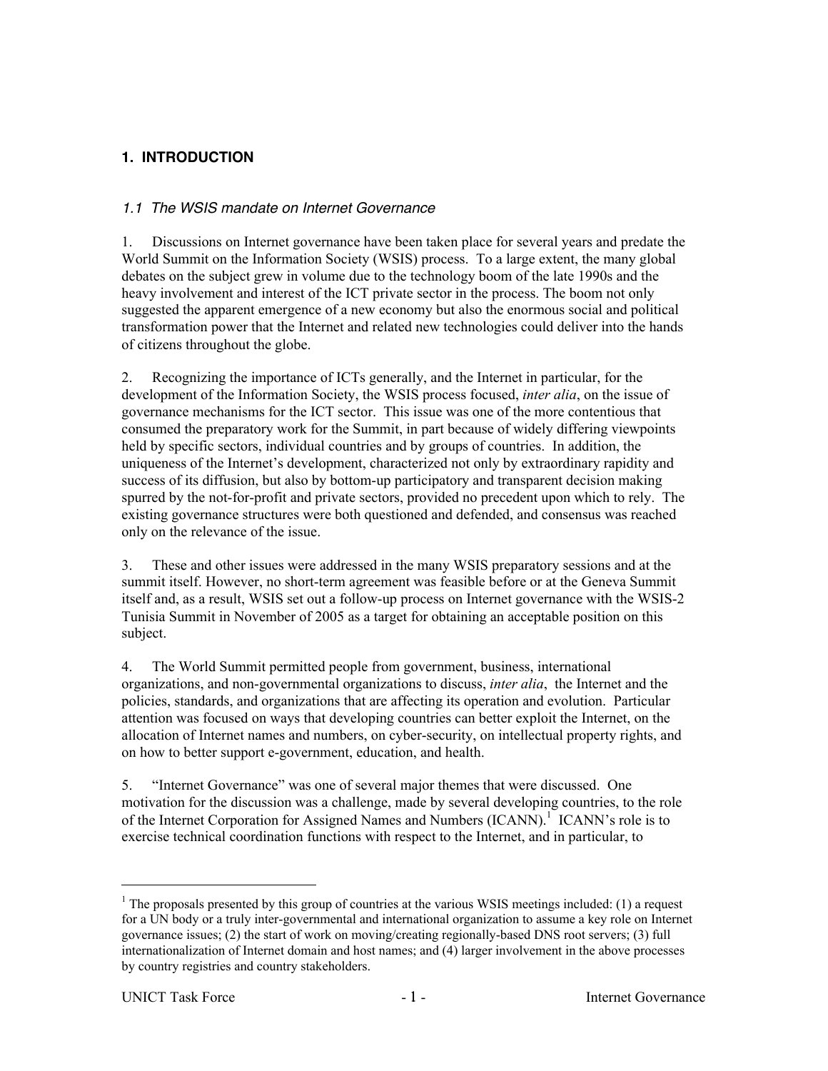## 1. INTRODUCTION

### *1.1 The WSIS mandate on Internet Governance*

1. Discussions on Internet governance have been taken place for several years and predate the World Summit on the Information Society (WSIS) process. To a large extent, the many global debates on the subject grew in volume due to the technology boom of the late 1990s and the heavy involvement and interest of the ICT private sector in the process. The boom not only suggested the apparent emergence of a new economy but also the enormous social and political transformation power that the Internet and related new technologies could deliver into the hands of citizens throughout the globe.

2. Recognizing the importance of ICTs generally, and the Internet in particular, for the development of the Information Society, the WSIS process focused, *inter alia*, on the issue of governance mechanisms for the ICT sector. This issue was one of the more contentious that consumed the preparatory work for the Summit, in part because of widely differing viewpoints held by specific sectors, individual countries and by groups of countries. In addition, the uniqueness of the Internet's development, characterized not only by extraordinary rapidity and success of its diffusion, but also by bottom-up participatory and transparent decision making spurred by the not-for-profit and private sectors, provided no precedent upon which to rely. The existing governance structures were both questioned and defended, and consensus was reached only on the relevance of the issue.

3. These and other issues were addressed in the many WSIS preparatory sessions and at the summit itself. However, no short-term agreement was feasible before or at the Geneva Summit itself and, as a result, WSIS set out a follow-up process on Internet governance with the WSIS-2 Tunisia Summit in November of 2005 as a target for obtaining an acceptable position on this subject.

4. The World Summit permitted people from government, business, international organizations, and non-governmental organizations to discuss, *inter alia*, the Internet and the policies, standards, and organizations that are affecting its operation and evolution. Particular attention was focused on ways that developing countries can better exploit the Internet, on the allocation of Internet names and numbers, on cyber-security, on intellectual property rights, and on how to better support e-government, education, and health.

5. "Internet Governance" was one of several major themes that were discussed. One motivation for the discussion was a challenge, made by several developing countries, to the role of the Internet Corporation for Assigned Names and Numbers (ICANN).[1] ICANN's role is to exercise technical coordination functions with respect to the Internet, and in particular, to

[1] The proposals presented by this group of countries at the various WSIS meetings included: (1) a request for a UN body or a truly inter-governmental and international organization to assume a key role on Internet governance issues; (2) the start of work on moving/creating regionally-based DNS root servers; (3) full internationalization of Internet domain and host names; and (4) larger involvement in the above processes by country registries and country stakeholders.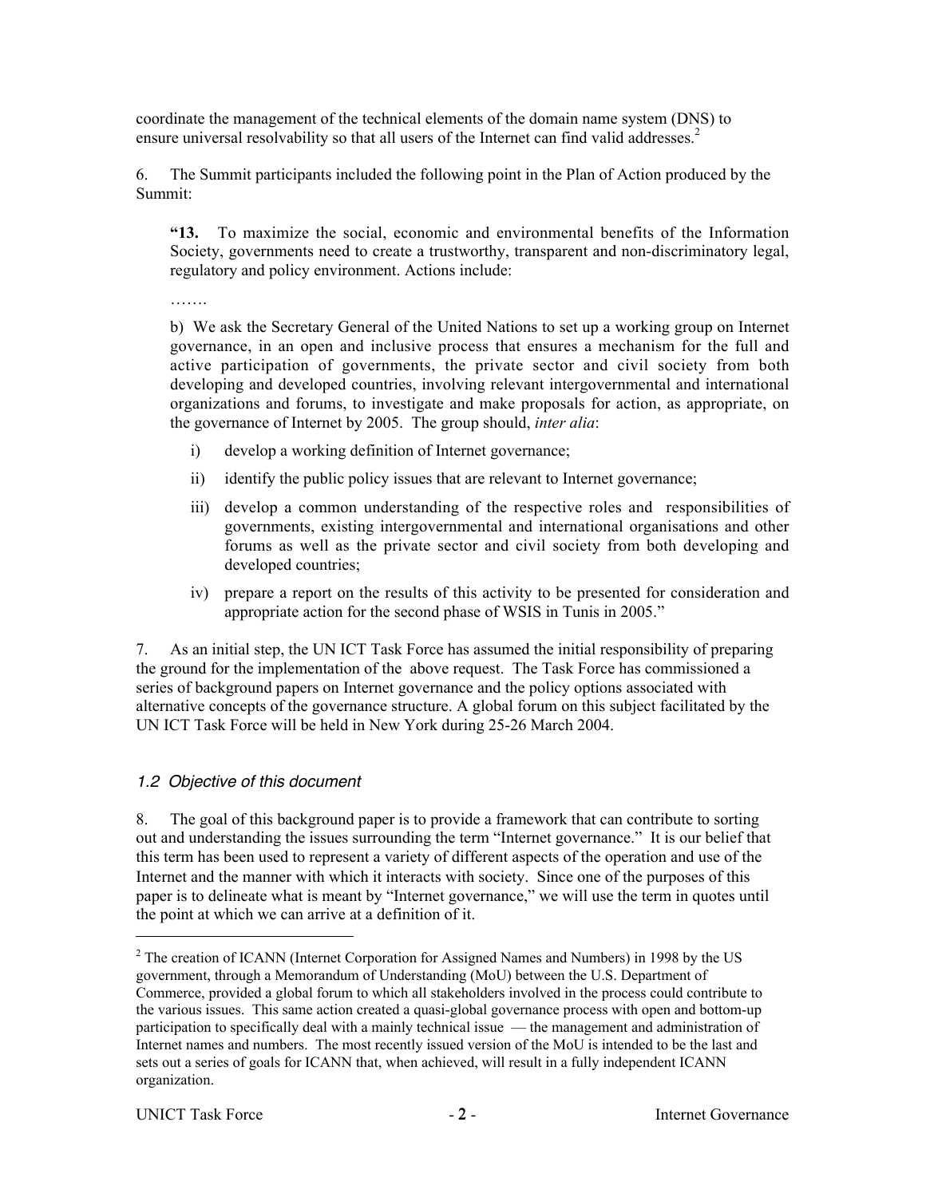coordinate the management of the technical elements of the domain name system (DNS) to ensure universal resolvability so that all users of the Internet can find valid addresses.[2]

6. The Summit participants included the following point in the Plan of Action produced by the Summit:

> **"13.** To maximize the social, economic and environmental benefits of the Information Society, governments need to create a trustworthy, transparent and non-discriminatory legal, regulatory and policy environment. Actions include:
>
> …….
>
> b) We ask the Secretary General of the United Nations to set up a working group on Internet governance, in an open and inclusive process that ensures a mechanism for the full and active participation of governments, the private sector and civil society from both developing and developed countries, involving relevant intergovernmental and international organizations and forums, to investigate and make proposals for action, as appropriate, on the governance of Internet by 2005. The group should, *inter alia*:
>
> i) develop a working definition of Internet governance;
>
> ii) identify the public policy issues that are relevant to Internet governance;
>
> iii) develop a common understanding of the respective roles and responsibilities of governments, existing intergovernmental and international organisations and other forums as well as the private sector and civil society from both developing and developed countries;
>
> iv) prepare a report on the results of this activity to be presented for consideration and appropriate action for the second phase of WSIS in Tunis in 2005."

7. As an initial step, the UN ICT Task Force has assumed the initial responsibility of preparing the ground for the implementation of the above request. The Task Force has commissioned a series of background papers on Internet governance and the policy options associated with alternative concepts of the governance structure. A global forum on this subject facilitated by the UN ICT Task Force will be held in New York during 25-26 March 2004.

### *1.2 Objective of this document*

8. The goal of this background paper is to provide a framework that can contribute to sorting out and understanding the issues surrounding the term "Internet governance." It is our belief that this term has been used to represent a variety of different aspects of the operation and use of the Internet and the manner with which it interacts with society. Since one of the purposes of this paper is to delineate what is meant by "Internet governance," we will use the term in quotes until the point at which we can arrive at a definition of it.

---

[2] The creation of ICANN (Internet Corporation for Assigned Names and Numbers) in 1998 by the US government, through a Memorandum of Understanding (MoU) between the U.S. Department of Commerce, provided a global forum to which all stakeholders involved in the process could contribute to the various issues. This same action created a quasi-global governance process with open and bottom-up participation to specifically deal with a mainly technical issue — the management and administration of Internet names and numbers. The most recently issued version of the MoU is intended to be the last and sets out a series of goals for ICANN that, when achieved, will result in a fully independent ICANN organization.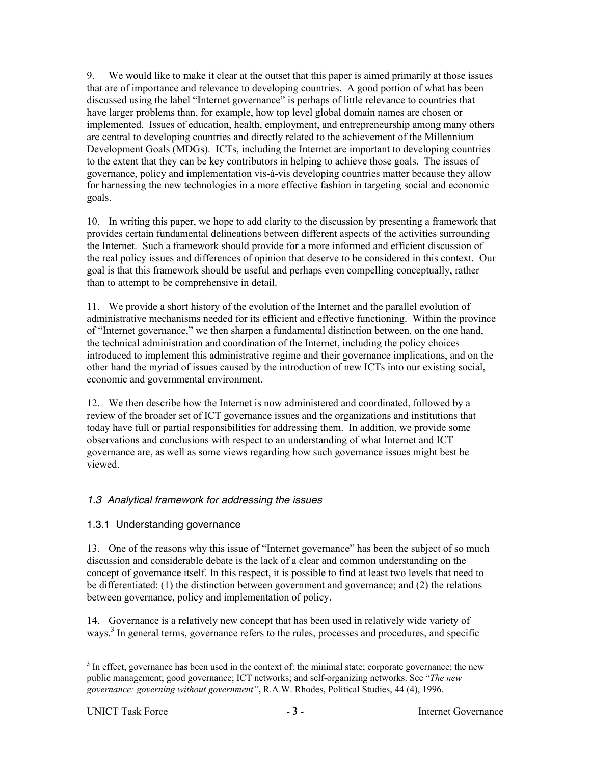9. We would like to make it clear at the outset that this paper is aimed primarily at those issues that are of importance and relevance to developing countries. A good portion of what has been discussed using the label "Internet governance" is perhaps of little relevance to countries that have larger problems than, for example, how top level global domain names are chosen or implemented. Issues of education, health, employment, and entrepreneurship among many others are central to developing countries and directly related to the achievement of the Millennium Development Goals (MDGs). ICTs, including the Internet are important to developing countries to the extent that they can be key contributors in helping to achieve those goals. The issues of governance, policy and implementation vis-à-vis developing countries matter because they allow for harnessing the new technologies in a more effective fashion in targeting social and economic goals.

10. In writing this paper, we hope to add clarity to the discussion by presenting a framework that provides certain fundamental delineations between different aspects of the activities surrounding the Internet. Such a framework should provide for a more informed and efficient discussion of the real policy issues and differences of opinion that deserve to be considered in this context. Our goal is that this framework should be useful and perhaps even compelling conceptually, rather than to attempt to be comprehensive in detail.

11. We provide a short history of the evolution of the Internet and the parallel evolution of administrative mechanisms needed for its efficient and effective functioning. Within the province of "Internet governance," we then sharpen a fundamental distinction between, on the one hand, the technical administration and coordination of the Internet, including the policy choices introduced to implement this administrative regime and their governance implications, and on the other hand the myriad of issues caused by the introduction of new ICTs into our existing social, economic and governmental environment.

12. We then describe how the Internet is now administered and coordinated, followed by a review of the broader set of ICT governance issues and the organizations and institutions that today have full or partial responsibilities for addressing them. In addition, we provide some observations and conclusions with respect to an understanding of what Internet and ICT governance are, as well as some views regarding how such governance issues might best be viewed.

### *1.3 Analytical framework for addressing the issues*

#### 1.3.1 Understanding governance

13. One of the reasons why this issue of "Internet governance" has been the subject of so much discussion and considerable debate is the lack of a clear and common understanding on the concept of governance itself. In this respect, it is possible to find at least two levels that need to be differentiated: (1) the distinction between government and governance; and (2) the relations between governance, policy and implementation of policy.

14. Governance is a relatively new concept that has been used in relatively wide variety of ways.[3] In general terms, governance refers to the rules, processes and procedures, and specific

---

[3] In effect, governance has been used in the context of: the minimal state; corporate governance; the new public management; good governance; ICT networks; and self-organizing networks. See "*The new governance: governing without government*"**,** R.A.W. Rhodes, Political Studies, 44 (4), 1996.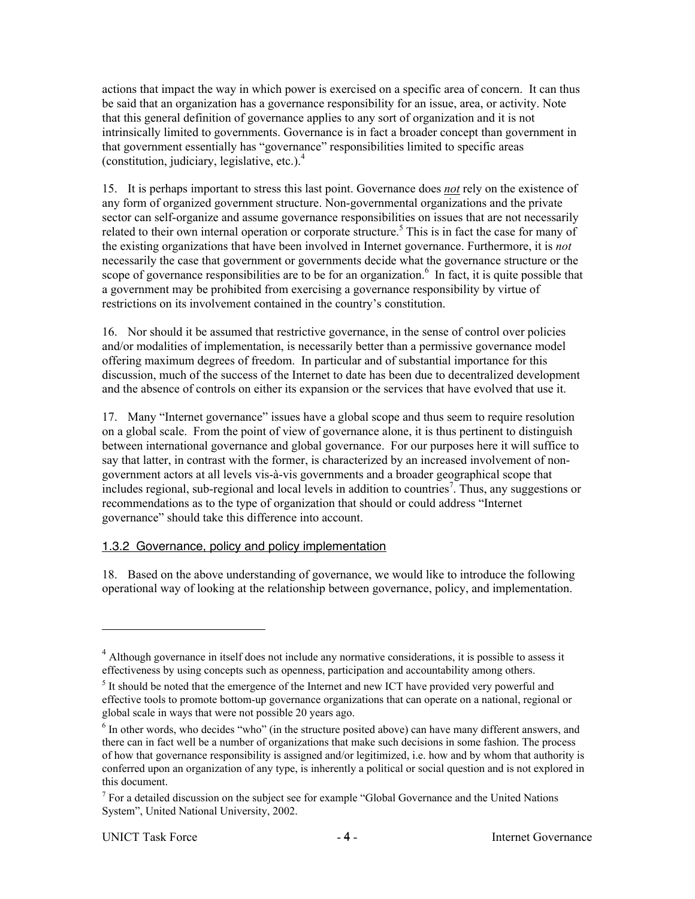actions that impact the way in which power is exercised on a specific area of concern. It can thus be said that an organization has a governance responsibility for an issue, area, or activity. Note that this general definition of governance applies to any sort of organization and it is not intrinsically limited to governments. Governance is in fact a broader concept than government in that government essentially has "governance" responsibilities limited to specific areas (constitution, judiciary, legislative, etc.).[4]

15. It is perhaps important to stress this last point. Governance does ***not*** rely on the existence of any form of organized government structure. Non-governmental organizations and the private sector can self-organize and assume governance responsibilities on issues that are not necessarily related to their own internal operation or corporate structure.[5] This is in fact the case for many of the existing organizations that have been involved in Internet governance. Furthermore, it is *not* necessarily the case that government or governments decide what the governance structure or the scope of governance responsibilities are to be for an organization.[6] In fact, it is quite possible that a government may be prohibited from exercising a governance responsibility by virtue of restrictions on its involvement contained in the country's constitution.

16. Nor should it be assumed that restrictive governance, in the sense of control over policies and/or modalities of implementation, is necessarily better than a permissive governance model offering maximum degrees of freedom. In particular and of substantial importance for this discussion, much of the success of the Internet to date has been due to decentralized development and the absence of controls on either its expansion or the services that have evolved that use it.

17. Many "Internet governance" issues have a global scope and thus seem to require resolution on a global scale. From the point of view of governance alone, it is thus pertinent to distinguish between international governance and global governance. For our purposes here it will suffice to say that latter, in contrast with the former, is characterized by an increased involvement of non-government actors at all levels vis-à-vis governments and a broader geographical scope that includes regional, sub-regional and local levels in addition to countries[7]. Thus, any suggestions or recommendations as to the type of organization that should or could address "Internet governance" should take this difference into account.

### 1.3.2 Governance, policy and policy implementation

18. Based on the above understanding of governance, we would like to introduce the following operational way of looking at the relationship between governance, policy, and implementation.

---

[4] Although governance in itself does not include any normative considerations, it is possible to assess it effectiveness by using concepts such as openness, participation and accountability among others.

[5] It should be noted that the emergence of the Internet and new ICT have provided very powerful and effective tools to promote bottom-up governance organizations that can operate on a national, regional or global scale in ways that were not possible 20 years ago.

[6] In other words, who decides "who" (in the structure posited above) can have many different answers, and there can in fact well be a number of organizations that make such decisions in some fashion. The process of how that governance responsibility is assigned and/or legitimized, i.e. how and by whom that authority is conferred upon an organization of any type, is inherently a political or social question and is not explored in this document.

[7] For a detailed discussion on the subject see for example "Global Governance and the United Nations System", United National University, 2002.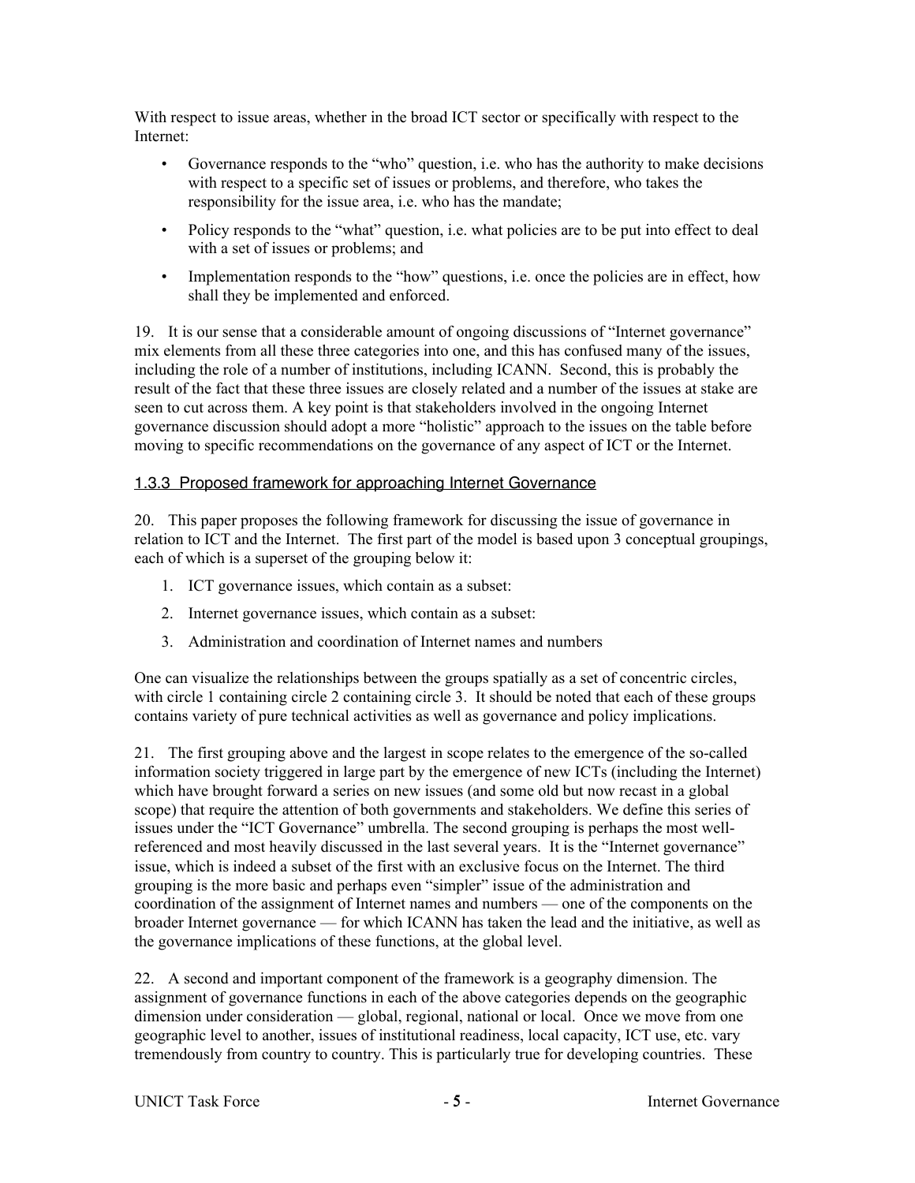With respect to issue areas, whether in the broad ICT sector or specifically with respect to the Internet:

- Governance responds to the "who" question, i.e. who has the authority to make decisions with respect to a specific set of issues or problems, and therefore, who takes the responsibility for the issue area, i.e. who has the mandate;
- Policy responds to the "what" question, i.e. what policies are to be put into effect to deal with a set of issues or problems; and
- Implementation responds to the "how" questions, i.e. once the policies are in effect, how shall they be implemented and enforced.

19. It is our sense that a considerable amount of ongoing discussions of "Internet governance" mix elements from all these three categories into one, and this has confused many of the issues, including the role of a number of institutions, including ICANN. Second, this is probably the result of the fact that these three issues are closely related and a number of the issues at stake are seen to cut across them. A key point is that stakeholders involved in the ongoing Internet governance discussion should adopt a more "holistic" approach to the issues on the table before moving to specific recommendations on the governance of any aspect of ICT or the Internet.

### 1.3.3 Proposed framework for approaching Internet Governance

20. This paper proposes the following framework for discussing the issue of governance in relation to ICT and the Internet. The first part of the model is based upon 3 conceptual groupings, each of which is a superset of the grouping below it:

1. ICT governance issues, which contain as a subset:
2. Internet governance issues, which contain as a subset:
3. Administration and coordination of Internet names and numbers

One can visualize the relationships between the groups spatially as a set of concentric circles, with circle 1 containing circle 2 containing circle 3. It should be noted that each of these groups contains variety of pure technical activities as well as governance and policy implications.

21. The first grouping above and the largest in scope relates to the emergence of the so-called information society triggered in large part by the emergence of new ICTs (including the Internet) which have brought forward a series on new issues (and some old but now recast in a global scope) that require the attention of both governments and stakeholders. We define this series of issues under the "ICT Governance" umbrella. The second grouping is perhaps the most well-referenced and most heavily discussed in the last several years. It is the "Internet governance" issue, which is indeed a subset of the first with an exclusive focus on the Internet. The third grouping is the more basic and perhaps even "simpler" issue of the administration and coordination of the assignment of Internet names and numbers — one of the components on the broader Internet governance — for which ICANN has taken the lead and the initiative, as well as the governance implications of these functions, at the global level.

22. A second and important component of the framework is a geography dimension. The assignment of governance functions in each of the above categories depends on the geographic dimension under consideration — global, regional, national or local. Once we move from one geographic level to another, issues of institutional readiness, local capacity, ICT use, etc. vary tremendously from country to country. This is particularly true for developing countries. These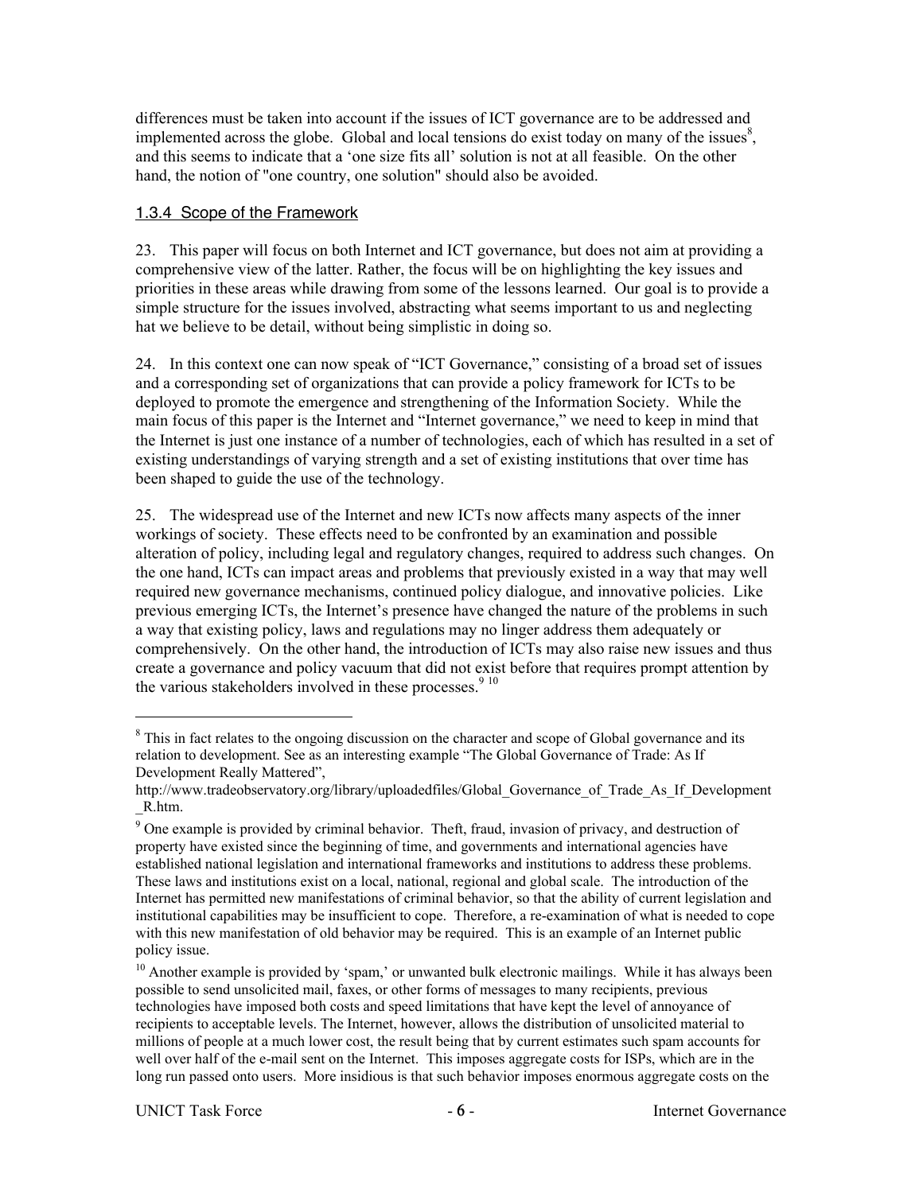differences must be taken into account if the issues of ICT governance are to be addressed and implemented across the globe. Global and local tensions do exist today on many of the issues[8], and this seems to indicate that a 'one size fits all' solution is not at all feasible. On the other hand, the notion of "one country, one solution" should also be avoided.

### 1.3.4 Scope of the Framework

23. This paper will focus on both Internet and ICT governance, but does not aim at providing a comprehensive view of the latter. Rather, the focus will be on highlighting the key issues and priorities in these areas while drawing from some of the lessons learned. Our goal is to provide a simple structure for the issues involved, abstracting what seems important to us and neglecting hat we believe to be detail, without being simplistic in doing so.

24. In this context one can now speak of "ICT Governance," consisting of a broad set of issues and a corresponding set of organizations that can provide a policy framework for ICTs to be deployed to promote the emergence and strengthening of the Information Society. While the main focus of this paper is the Internet and "Internet governance," we need to keep in mind that the Internet is just one instance of a number of technologies, each of which has resulted in a set of existing understandings of varying strength and a set of existing institutions that over time has been shaped to guide the use of the technology.

25. The widespread use of the Internet and new ICTs now affects many aspects of the inner workings of society. These effects need to be confronted by an examination and possible alteration of policy, including legal and regulatory changes, required to address such changes. On the one hand, ICTs can impact areas and problems that previously existed in a way that may well required new governance mechanisms, continued policy dialogue, and innovative policies. Like previous emerging ICTs, the Internet's presence have changed the nature of the problems in such a way that existing policy, laws and regulations may no linger address them adequately or comprehensively. On the other hand, the introduction of ICTs may also raise new issues and thus create a governance and policy vacuum that did not exist before that requires prompt attention by the various stakeholders involved in these processes.[9] [10]

---

[8] This in fact relates to the ongoing discussion on the character and scope of Global governance and its relation to development. See as an interesting example "The Global Governance of Trade: As If Development Really Mattered", http://www.tradeobservatory.org/library/uploadedfiles/Global_Governance_of_Trade_As_If_Development_R.htm.

[9] One example is provided by criminal behavior. Theft, fraud, invasion of privacy, and destruction of property have existed since the beginning of time, and governments and international agencies have established national legislation and international frameworks and institutions to address these problems. These laws and institutions exist on a local, national, regional and global scale. The introduction of the Internet has permitted new manifestations of criminal behavior, so that the ability of current legislation and institutional capabilities may be insufficient to cope. Therefore, a re-examination of what is needed to cope with this new manifestation of old behavior may be required. This is an example of an Internet public policy issue.

[10] Another example is provided by 'spam,' or unwanted bulk electronic mailings. While it has always been possible to send unsolicited mail, faxes, or other forms of messages to many recipients, previous technologies have imposed both costs and speed limitations that have kept the level of annoyance of recipients to acceptable levels. The Internet, however, allows the distribution of unsolicited material to millions of people at a much lower cost, the result being that by current estimates such spam accounts for well over half of the e-mail sent on the Internet. This imposes aggregate costs for ISPs, which are in the long run passed onto users. More insidious is that such behavior imposes enormous aggregate costs on the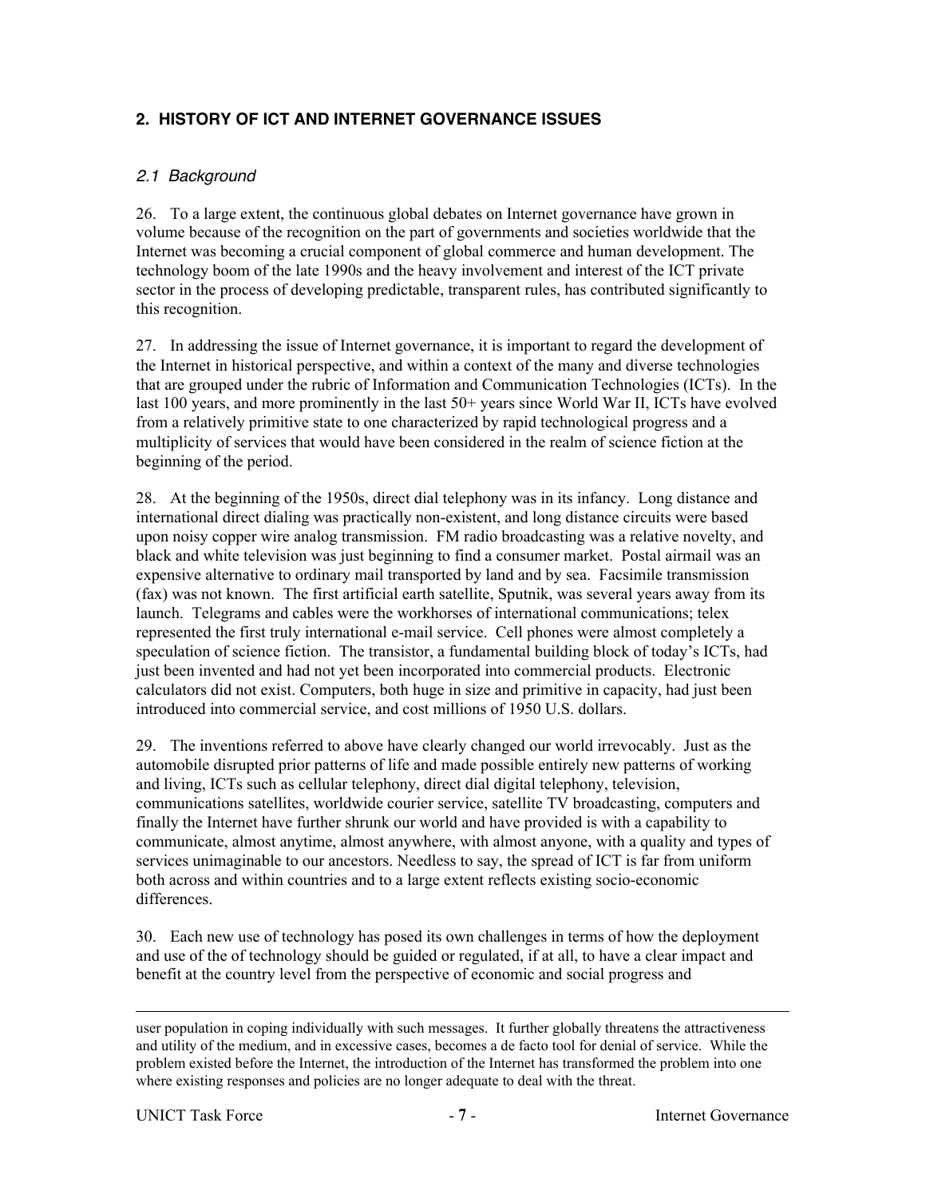## 2. HISTORY OF ICT AND INTERNET GOVERNANCE ISSUES

### *2.1 Background*

26. To a large extent, the continuous global debates on Internet governance have grown in volume because of the recognition on the part of governments and societies worldwide that the Internet was becoming a crucial component of global commerce and human development. The technology boom of the late 1990s and the heavy involvement and interest of the ICT private sector in the process of developing predictable, transparent rules, has contributed significantly to this recognition.

27. In addressing the issue of Internet governance, it is important to regard the development of the Internet in historical perspective, and within a context of the many and diverse technologies that are grouped under the rubric of Information and Communication Technologies (ICTs). In the last 100 years, and more prominently in the last 50+ years since World War II, ICTs have evolved from a relatively primitive state to one characterized by rapid technological progress and a multiplicity of services that would have been considered in the realm of science fiction at the beginning of the period.

28. At the beginning of the 1950s, direct dial telephony was in its infancy. Long distance and international direct dialing was practically non-existent, and long distance circuits were based upon noisy copper wire analog transmission. FM radio broadcasting was a relative novelty, and black and white television was just beginning to find a consumer market. Postal airmail was an expensive alternative to ordinary mail transported by land and by sea. Facsimile transmission (fax) was not known. The first artificial earth satellite, Sputnik, was several years away from its launch. Telegrams and cables were the workhorses of international communications; telex represented the first truly international e-mail service. Cell phones were almost completely a speculation of science fiction. The transistor, a fundamental building block of today's ICTs, had just been invented and had not yet been incorporated into commercial products. Electronic calculators did not exist. Computers, both huge in size and primitive in capacity, had just been introduced into commercial service, and cost millions of 1950 U.S. dollars.

29. The inventions referred to above have clearly changed our world irrevocably. Just as the automobile disrupted prior patterns of life and made possible entirely new patterns of working and living, ICTs such as cellular telephony, direct dial digital telephony, television, communications satellites, worldwide courier service, satellite TV broadcasting, computers and finally the Internet have further shrunk our world and have provided is with a capability to communicate, almost anytime, almost anywhere, with almost anyone, with a quality and types of services unimaginable to our ancestors. Needless to say, the spread of ICT is far from uniform both across and within countries and to a large extent reflects existing socio-economic differences.

30. Each new use of technology has posed its own challenges in terms of how the deployment and use of the of technology should be guided or regulated, if at all, to have a clear impact and benefit at the country level from the perspective of economic and social progress and

---

user population in coping individually with such messages. It further globally threatens the attractiveness and utility of the medium, and in excessive cases, becomes a de facto tool for denial of service. While the problem existed before the Internet, the introduction of the Internet has transformed the problem into one where existing responses and policies are no longer adequate to deal with the threat.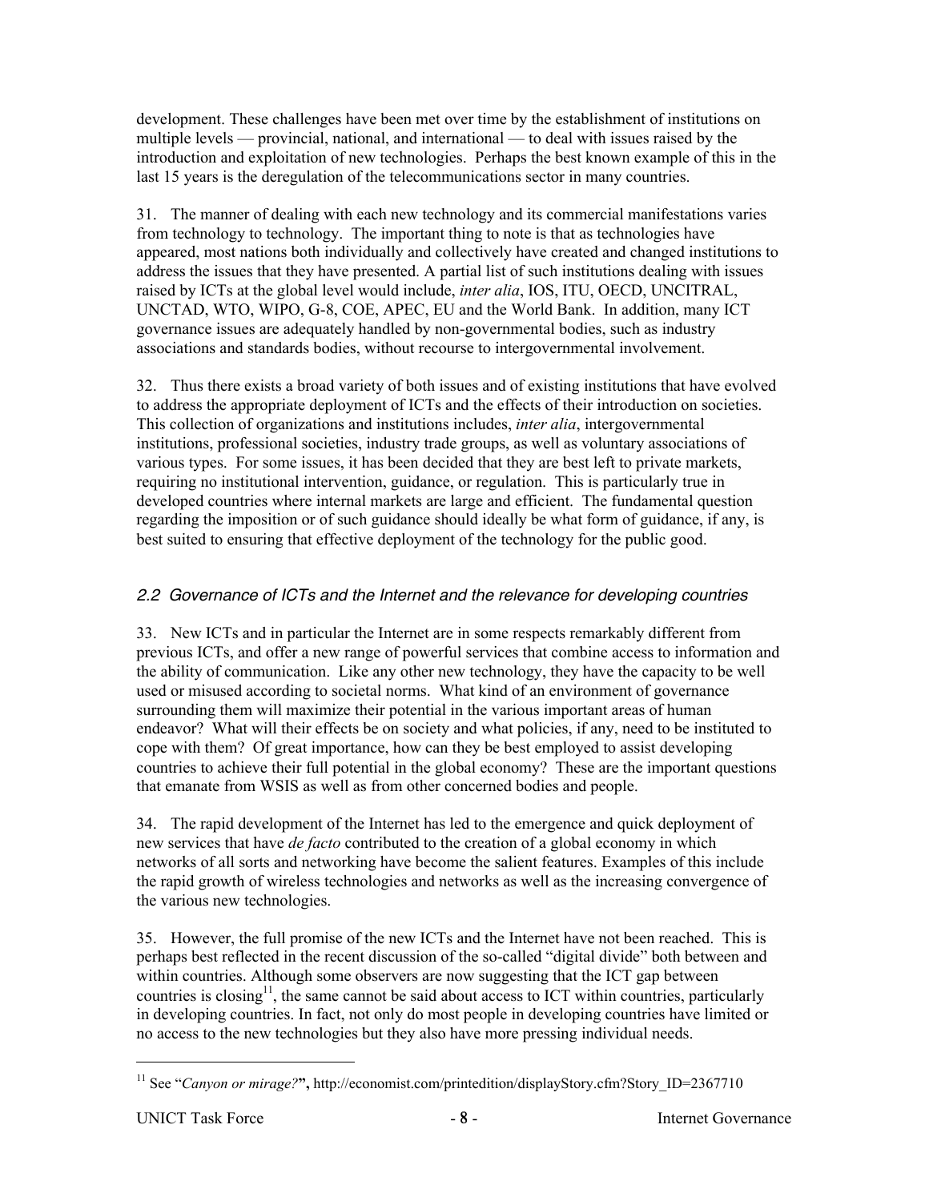development. These challenges have been met over time by the establishment of institutions on multiple levels — provincial, national, and international — to deal with issues raised by the introduction and exploitation of new technologies. Perhaps the best known example of this in the last 15 years is the deregulation of the telecommunications sector in many countries.

31. The manner of dealing with each new technology and its commercial manifestations varies from technology to technology. The important thing to note is that as technologies have appeared, most nations both individually and collectively have created and changed institutions to address the issues that they have presented. A partial list of such institutions dealing with issues raised by ICTs at the global level would include, *inter alia*, IOS, ITU, OECD, UNCITRAL, UNCTAD, WTO, WIPO, G-8, COE, APEC, EU and the World Bank. In addition, many ICT governance issues are adequately handled by non-governmental bodies, such as industry associations and standards bodies, without recourse to intergovernmental involvement.

32. Thus there exists a broad variety of both issues and of existing institutions that have evolved to address the appropriate deployment of ICTs and the effects of their introduction on societies. This collection of organizations and institutions includes, *inter alia*, intergovernmental institutions, professional societies, industry trade groups, as well as voluntary associations of various types. For some issues, it has been decided that they are best left to private markets, requiring no institutional intervention, guidance, or regulation. This is particularly true in developed countries where internal markets are large and efficient. The fundamental question regarding the imposition or of such guidance should ideally be what form of guidance, if any, is best suited to ensuring that effective deployment of the technology for the public good.

### *2.2 Governance of ICTs and the Internet and the relevance for developing countries*

33. New ICTs and in particular the Internet are in some respects remarkably different from previous ICTs, and offer a new range of powerful services that combine access to information and the ability of communication. Like any other new technology, they have the capacity to be well used or misused according to societal norms. What kind of an environment of governance surrounding them will maximize their potential in the various important areas of human endeavor? What will their effects be on society and what policies, if any, need to be instituted to cope with them? Of great importance, how can they be best employed to assist developing countries to achieve their full potential in the global economy? These are the important questions that emanate from WSIS as well as from other concerned bodies and people.

34. The rapid development of the Internet has led to the emergence and quick deployment of new services that have *de facto* contributed to the creation of a global economy in which networks of all sorts and networking have become the salient features. Examples of this include the rapid growth of wireless technologies and networks as well as the increasing convergence of the various new technologies.

35. However, the full promise of the new ICTs and the Internet have not been reached. This is perhaps best reflected in the recent discussion of the so-called "digital divide" both between and within countries. Although some observers are now suggesting that the ICT gap between countries is closing[11], the same cannot be said about access to ICT within countries, particularly in developing countries. In fact, not only do most people in developing countries have limited or no access to the new technologies but they also have more pressing individual needs.

---

[11] See "*Canyon or mirage?*", http://economist.com/printedition/displayStory.cfm?Story_ID=2367710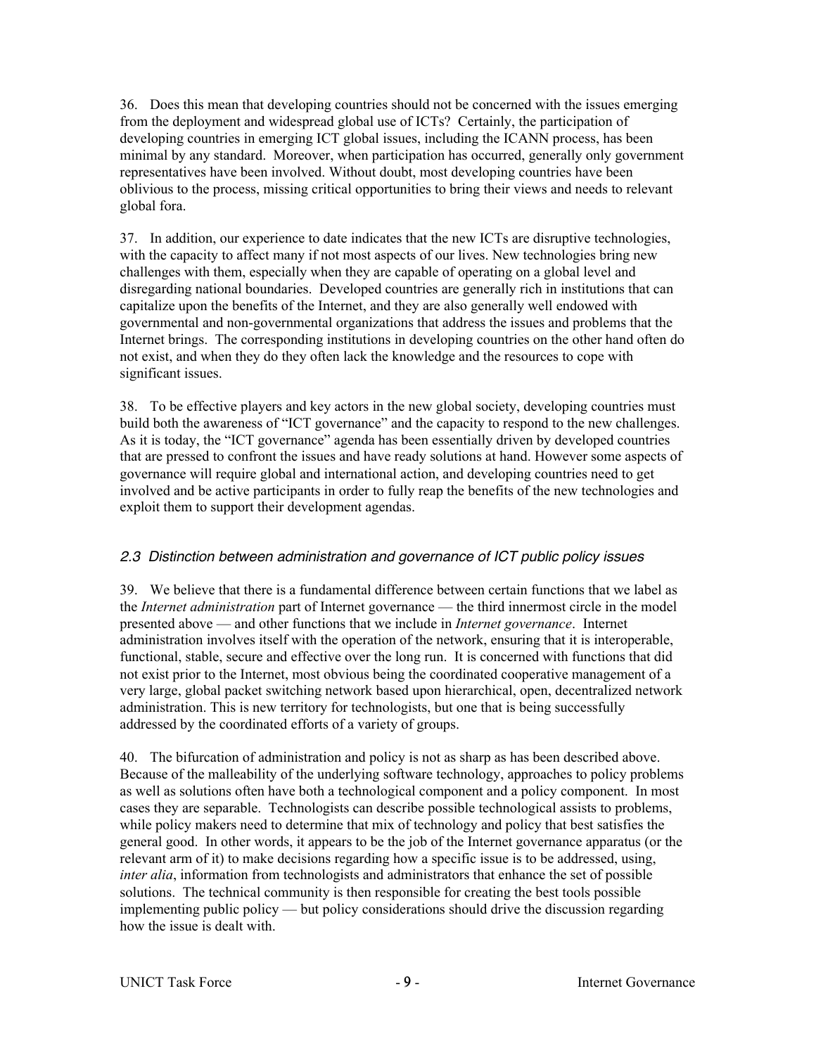36. Does this mean that developing countries should not be concerned with the issues emerging from the deployment and widespread global use of ICTs? Certainly, the participation of developing countries in emerging ICT global issues, including the ICANN process, has been minimal by any standard. Moreover, when participation has occurred, generally only government representatives have been involved. Without doubt, most developing countries have been oblivious to the process, missing critical opportunities to bring their views and needs to relevant global fora.

37. In addition, our experience to date indicates that the new ICTs are disruptive technologies, with the capacity to affect many if not most aspects of our lives. New technologies bring new challenges with them, especially when they are capable of operating on a global level and disregarding national boundaries. Developed countries are generally rich in institutions that can capitalize upon the benefits of the Internet, and they are also generally well endowed with governmental and non-governmental organizations that address the issues and problems that the Internet brings. The corresponding institutions in developing countries on the other hand often do not exist, and when they do they often lack the knowledge and the resources to cope with significant issues.

38. To be effective players and key actors in the new global society, developing countries must build both the awareness of "ICT governance" and the capacity to respond to the new challenges. As it is today, the "ICT governance" agenda has been essentially driven by developed countries that are pressed to confront the issues and have ready solutions at hand. However some aspects of governance will require global and international action, and developing countries need to get involved and be active participants in order to fully reap the benefits of the new technologies and exploit them to support their development agendas.

### *2.3 Distinction between administration and governance of ICT public policy issues*

39. We believe that there is a fundamental difference between certain functions that we label as the *Internet administration* part of Internet governance — the third innermost circle in the model presented above — and other functions that we include in *Internet governance*. Internet administration involves itself with the operation of the network, ensuring that it is interoperable, functional, stable, secure and effective over the long run. It is concerned with functions that did not exist prior to the Internet, most obvious being the coordinated cooperative management of a very large, global packet switching network based upon hierarchical, open, decentralized network administration. This is new territory for technologists, but one that is being successfully addressed by the coordinated efforts of a variety of groups.

40. The bifurcation of administration and policy is not as sharp as has been described above. Because of the malleability of the underlying software technology, approaches to policy problems as well as solutions often have both a technological component and a policy component. In most cases they are separable. Technologists can describe possible technological assists to problems, while policy makers need to determine that mix of technology and policy that best satisfies the general good. In other words, it appears to be the job of the Internet governance apparatus (or the relevant arm of it) to make decisions regarding how a specific issue is to be addressed, using, *inter alia*, information from technologists and administrators that enhance the set of possible solutions. The technical community is then responsible for creating the best tools possible implementing public policy — but policy considerations should drive the discussion regarding how the issue is dealt with.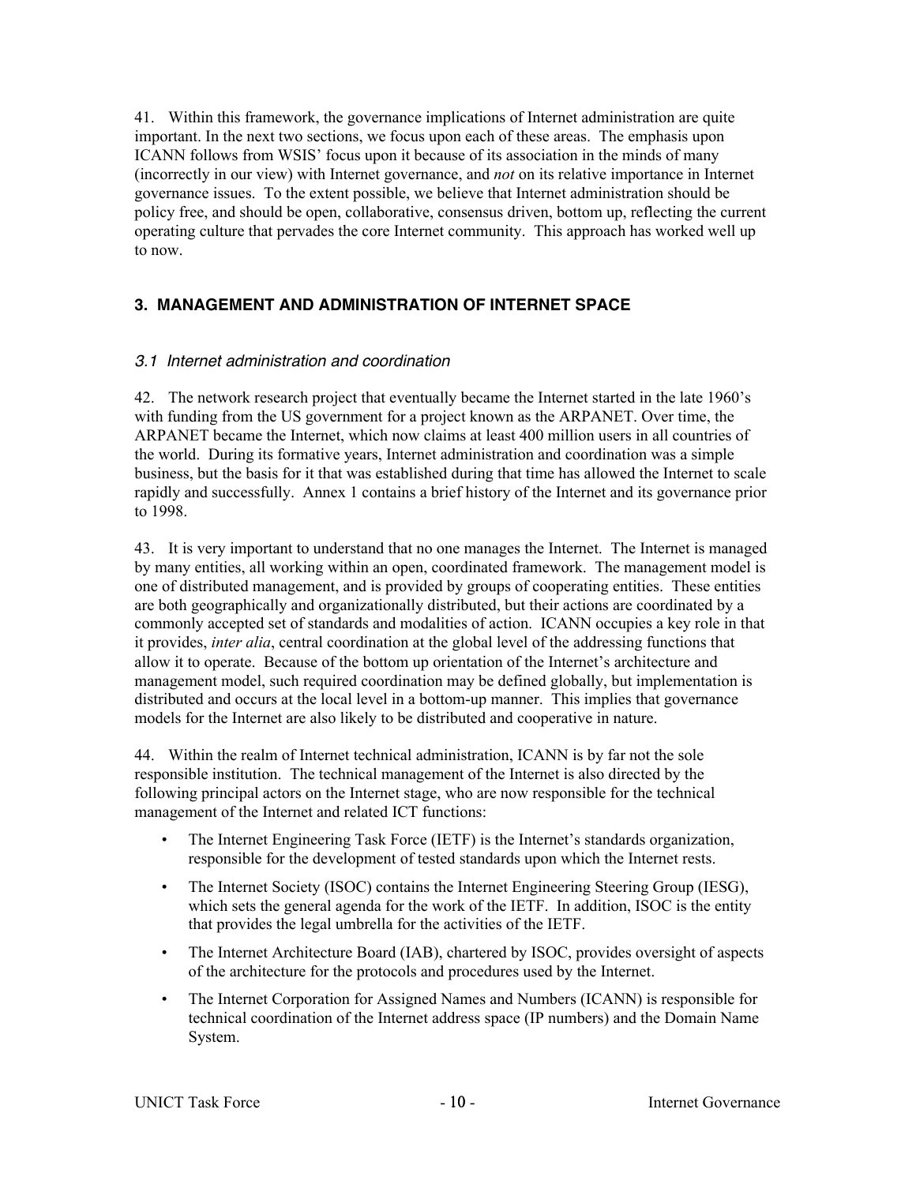41. Within this framework, the governance implications of Internet administration are quite important. In the next two sections, we focus upon each of these areas. The emphasis upon ICANN follows from WSIS' focus upon it because of its association in the minds of many (incorrectly in our view) with Internet governance, and *not* on its relative importance in Internet governance issues. To the extent possible, we believe that Internet administration should be policy free, and should be open, collaborative, consensus driven, bottom up, reflecting the current operating culture that pervades the core Internet community. This approach has worked well up to now.

## 3. MANAGEMENT AND ADMINISTRATION OF INTERNET SPACE

### *3.1 Internet administration and coordination*

42. The network research project that eventually became the Internet started in the late 1960's with funding from the US government for a project known as the ARPANET. Over time, the ARPANET became the Internet, which now claims at least 400 million users in all countries of the world. During its formative years, Internet administration and coordination was a simple business, but the basis for it that was established during that time has allowed the Internet to scale rapidly and successfully. Annex 1 contains a brief history of the Internet and its governance prior to 1998.

43. It is very important to understand that no one manages the Internet. The Internet is managed by many entities, all working within an open, coordinated framework. The management model is one of distributed management, and is provided by groups of cooperating entities. These entities are both geographically and organizationally distributed, but their actions are coordinated by a commonly accepted set of standards and modalities of action. ICANN occupies a key role in that it provides, *inter alia*, central coordination at the global level of the addressing functions that allow it to operate. Because of the bottom up orientation of the Internet's architecture and management model, such required coordination may be defined globally, but implementation is distributed and occurs at the local level in a bottom-up manner. This implies that governance models for the Internet are also likely to be distributed and cooperative in nature.

44. Within the realm of Internet technical administration, ICANN is by far not the sole responsible institution. The technical management of the Internet is also directed by the following principal actors on the Internet stage, who are now responsible for the technical management of the Internet and related ICT functions:

- The Internet Engineering Task Force (IETF) is the Internet's standards organization, responsible for the development of tested standards upon which the Internet rests.
- The Internet Society (ISOC) contains the Internet Engineering Steering Group (IESG), which sets the general agenda for the work of the IETF. In addition, ISOC is the entity that provides the legal umbrella for the activities of the IETF.
- The Internet Architecture Board (IAB), chartered by ISOC, provides oversight of aspects of the architecture for the protocols and procedures used by the Internet.
- The Internet Corporation for Assigned Names and Numbers (ICANN) is responsible for technical coordination of the Internet address space (IP numbers) and the Domain Name System.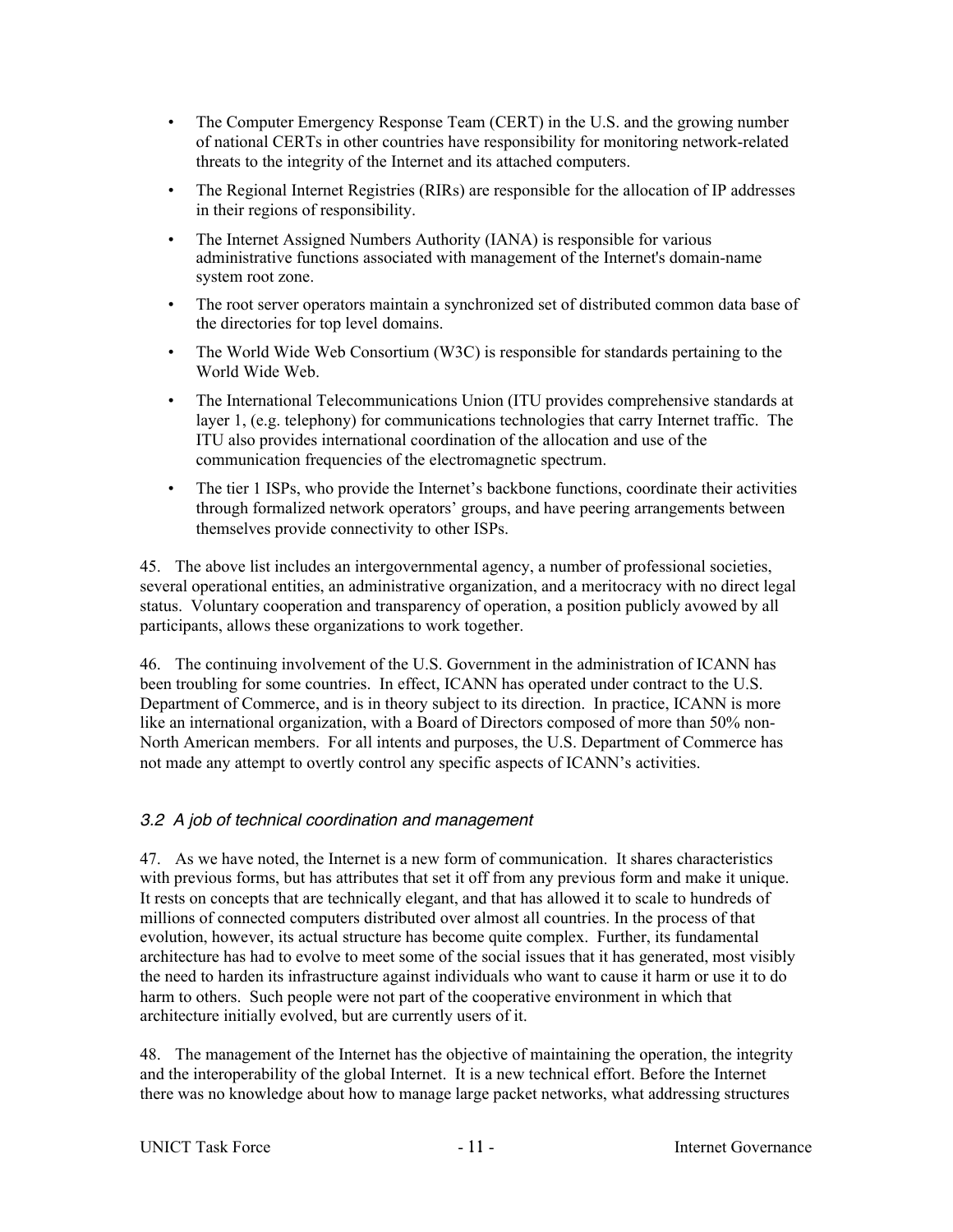- The Computer Emergency Response Team (CERT) in the U.S. and the growing number of national CERTs in other countries have responsibility for monitoring network-related threats to the integrity of the Internet and its attached computers.
- The Regional Internet Registries (RIRs) are responsible for the allocation of IP addresses in their regions of responsibility.
- The Internet Assigned Numbers Authority (IANA) is responsible for various administrative functions associated with management of the Internet's domain-name system root zone.
- The root server operators maintain a synchronized set of distributed common data base of the directories for top level domains.
- The World Wide Web Consortium (W3C) is responsible for standards pertaining to the World Wide Web.
- The International Telecommunications Union (ITU provides comprehensive standards at layer 1, (e.g. telephony) for communications technologies that carry Internet traffic. The ITU also provides international coordination of the allocation and use of the communication frequencies of the electromagnetic spectrum.
- The tier 1 ISPs, who provide the Internet's backbone functions, coordinate their activities through formalized network operators' groups, and have peering arrangements between themselves provide connectivity to other ISPs.

45. The above list includes an intergovernmental agency, a number of professional societies, several operational entities, an administrative organization, and a meritocracy with no direct legal status. Voluntary cooperation and transparency of operation, a position publicly avowed by all participants, allows these organizations to work together.

46. The continuing involvement of the U.S. Government in the administration of ICANN has been troubling for some countries. In effect, ICANN has operated under contract to the U.S. Department of Commerce, and is in theory subject to its direction. In practice, ICANN is more like an international organization, with a Board of Directors composed of more than 50% non-North American members. For all intents and purposes, the U.S. Department of Commerce has not made any attempt to overtly control any specific aspects of ICANN's activities.

### *3.2 A job of technical coordination and management*

47. As we have noted, the Internet is a new form of communication. It shares characteristics with previous forms, but has attributes that set it off from any previous form and make it unique. It rests on concepts that are technically elegant, and that has allowed it to scale to hundreds of millions of connected computers distributed over almost all countries. In the process of that evolution, however, its actual structure has become quite complex. Further, its fundamental architecture has had to evolve to meet some of the social issues that it has generated, most visibly the need to harden its infrastructure against individuals who want to cause it harm or use it to do harm to others. Such people were not part of the cooperative environment in which that architecture initially evolved, but are currently users of it.

48. The management of the Internet has the objective of maintaining the operation, the integrity and the interoperability of the global Internet. It is a new technical effort. Before the Internet there was no knowledge about how to manage large packet networks, what addressing structures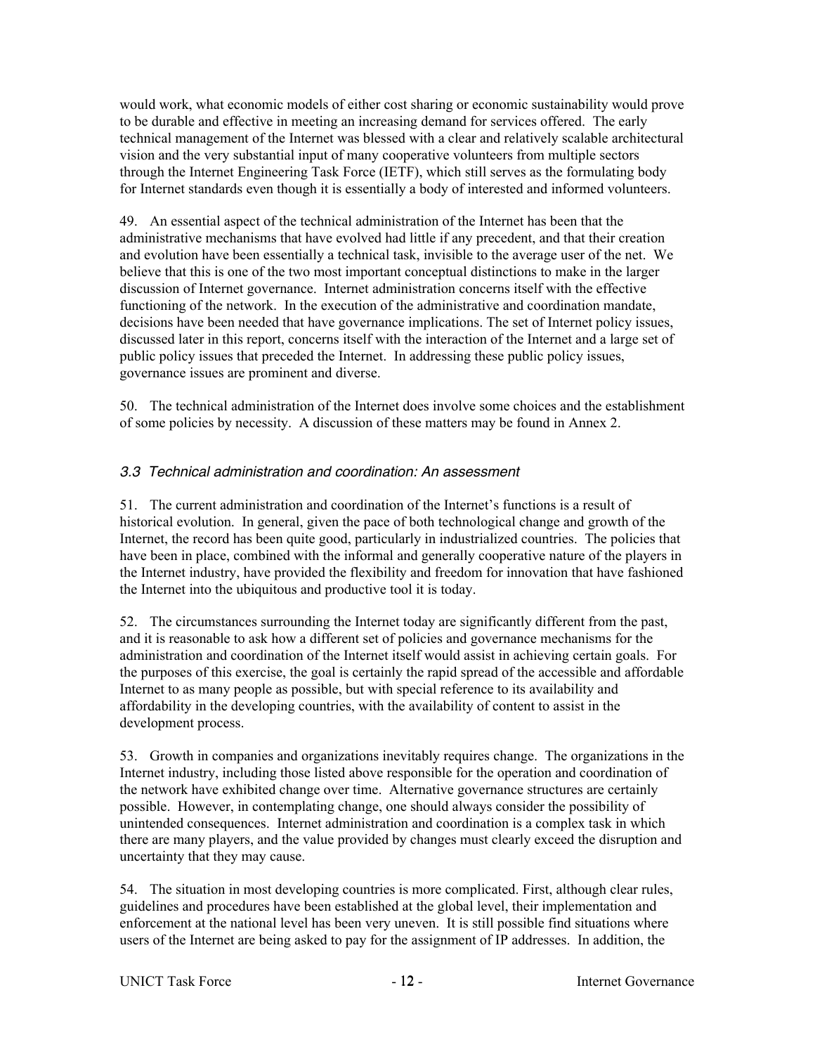would work, what economic models of either cost sharing or economic sustainability would prove to be durable and effective in meeting an increasing demand for services offered. The early technical management of the Internet was blessed with a clear and relatively scalable architectural vision and the very substantial input of many cooperative volunteers from multiple sectors through the Internet Engineering Task Force (IETF), which still serves as the formulating body for Internet standards even though it is essentially a body of interested and informed volunteers.

49. An essential aspect of the technical administration of the Internet has been that the administrative mechanisms that have evolved had little if any precedent, and that their creation and evolution have been essentially a technical task, invisible to the average user of the net. We believe that this is one of the two most important conceptual distinctions to make in the larger discussion of Internet governance. Internet administration concerns itself with the effective functioning of the network. In the execution of the administrative and coordination mandate, decisions have been needed that have governance implications. The set of Internet policy issues, discussed later in this report, concerns itself with the interaction of the Internet and a large set of public policy issues that preceded the Internet. In addressing these public policy issues, governance issues are prominent and diverse.

50. The technical administration of the Internet does involve some choices and the establishment of some policies by necessity. A discussion of these matters may be found in Annex 2.

### *3.3 Technical administration and coordination: An assessment*

51. The current administration and coordination of the Internet's functions is a result of historical evolution. In general, given the pace of both technological change and growth of the Internet, the record has been quite good, particularly in industrialized countries. The policies that have been in place, combined with the informal and generally cooperative nature of the players in the Internet industry, have provided the flexibility and freedom for innovation that have fashioned the Internet into the ubiquitous and productive tool it is today.

52. The circumstances surrounding the Internet today are significantly different from the past, and it is reasonable to ask how a different set of policies and governance mechanisms for the administration and coordination of the Internet itself would assist in achieving certain goals. For the purposes of this exercise, the goal is certainly the rapid spread of the accessible and affordable Internet to as many people as possible, but with special reference to its availability and affordability in the developing countries, with the availability of content to assist in the development process.

53. Growth in companies and organizations inevitably requires change. The organizations in the Internet industry, including those listed above responsible for the operation and coordination of the network have exhibited change over time. Alternative governance structures are certainly possible. However, in contemplating change, one should always consider the possibility of unintended consequences. Internet administration and coordination is a complex task in which there are many players, and the value provided by changes must clearly exceed the disruption and uncertainty that they may cause.

54. The situation in most developing countries is more complicated. First, although clear rules, guidelines and procedures have been established at the global level, their implementation and enforcement at the national level has been very uneven. It is still possible find situations where users of the Internet are being asked to pay for the assignment of IP addresses. In addition, the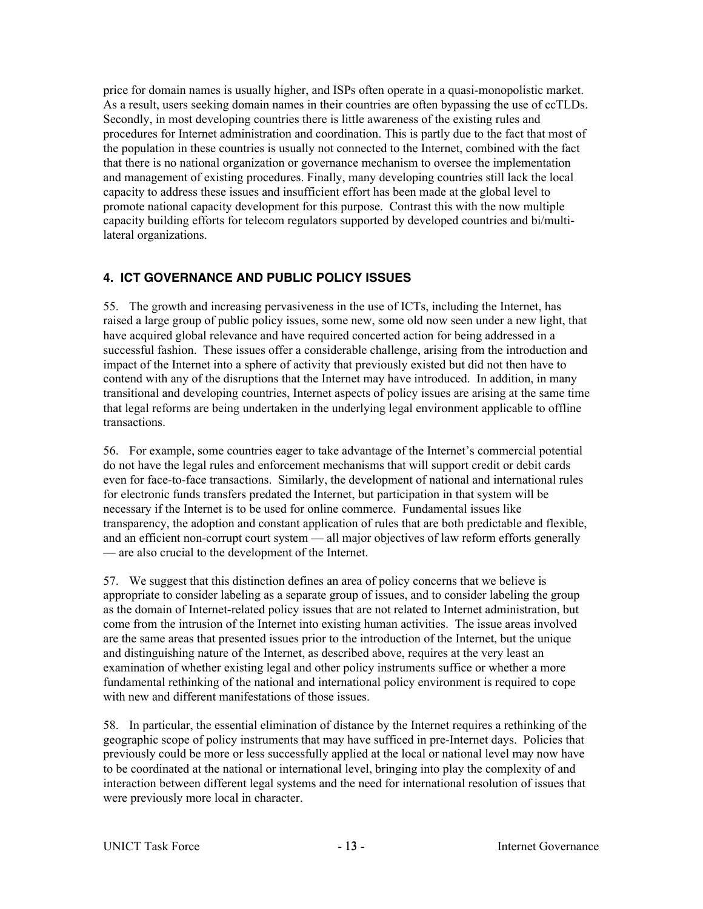price for domain names is usually higher, and ISPs often operate in a quasi-monopolistic market. As a result, users seeking domain names in their countries are often bypassing the use of ccTLDs. Secondly, in most developing countries there is little awareness of the existing rules and procedures for Internet administration and coordination. This is partly due to the fact that most of the population in these countries is usually not connected to the Internet, combined with the fact that there is no national organization or governance mechanism to oversee the implementation and management of existing procedures. Finally, many developing countries still lack the local capacity to address these issues and insufficient effort has been made at the global level to promote national capacity development for this purpose. Contrast this with the now multiple capacity building efforts for telecom regulators supported by developed countries and bi/multi-lateral organizations.

## 4. ICT GOVERNANCE AND PUBLIC POLICY ISSUES

55. The growth and increasing pervasiveness in the use of ICTs, including the Internet, has raised a large group of public policy issues, some new, some old now seen under a new light, that have acquired global relevance and have required concerted action for being addressed in a successful fashion. These issues offer a considerable challenge, arising from the introduction and impact of the Internet into a sphere of activity that previously existed but did not then have to contend with any of the disruptions that the Internet may have introduced. In addition, in many transitional and developing countries, Internet aspects of policy issues are arising at the same time that legal reforms are being undertaken in the underlying legal environment applicable to offline transactions.

56. For example, some countries eager to take advantage of the Internet's commercial potential do not have the legal rules and enforcement mechanisms that will support credit or debit cards even for face-to-face transactions. Similarly, the development of national and international rules for electronic funds transfers predated the Internet, but participation in that system will be necessary if the Internet is to be used for online commerce. Fundamental issues like transparency, the adoption and constant application of rules that are both predictable and flexible, and an efficient non-corrupt court system — all major objectives of law reform efforts generally — are also crucial to the development of the Internet.

57. We suggest that this distinction defines an area of policy concerns that we believe is appropriate to consider labeling as a separate group of issues, and to consider labeling the group as the domain of Internet-related policy issues that are not related to Internet administration, but come from the intrusion of the Internet into existing human activities. The issue areas involved are the same areas that presented issues prior to the introduction of the Internet, but the unique and distinguishing nature of the Internet, as described above, requires at the very least an examination of whether existing legal and other policy instruments suffice or whether a more fundamental rethinking of the national and international policy environment is required to cope with new and different manifestations of those issues.

58. In particular, the essential elimination of distance by the Internet requires a rethinking of the geographic scope of policy instruments that may have sufficed in pre-Internet days. Policies that previously could be more or less successfully applied at the local or national level may now have to be coordinated at the national or international level, bringing into play the complexity of and interaction between different legal systems and the need for international resolution of issues that were previously more local in character.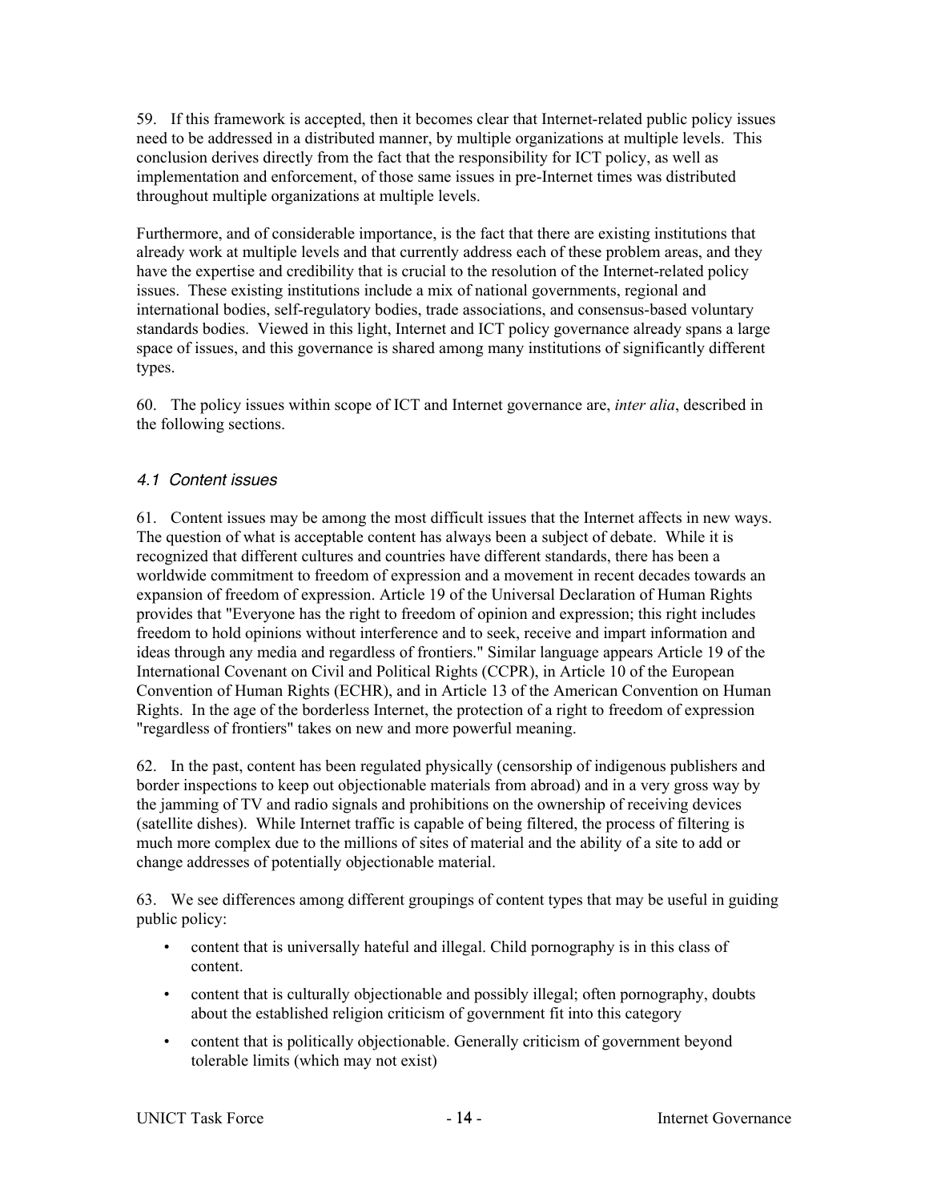59. If this framework is accepted, then it becomes clear that Internet-related public policy issues need to be addressed in a distributed manner, by multiple organizations at multiple levels. This conclusion derives directly from the fact that the responsibility for ICT policy, as well as implementation and enforcement, of those same issues in pre-Internet times was distributed throughout multiple organizations at multiple levels.

Furthermore, and of considerable importance, is the fact that there are existing institutions that already work at multiple levels and that currently address each of these problem areas, and they have the expertise and credibility that is crucial to the resolution of the Internet-related policy issues. These existing institutions include a mix of national governments, regional and international bodies, self-regulatory bodies, trade associations, and consensus-based voluntary standards bodies. Viewed in this light, Internet and ICT policy governance already spans a large space of issues, and this governance is shared among many institutions of significantly different types.

60. The policy issues within scope of ICT and Internet governance are, *inter alia*, described in the following sections.

### *4.1 Content issues*

61. Content issues may be among the most difficult issues that the Internet affects in new ways. The question of what is acceptable content has always been a subject of debate. While it is recognized that different cultures and countries have different standards, there has been a worldwide commitment to freedom of expression and a movement in recent decades towards an expansion of freedom of expression. Article 19 of the Universal Declaration of Human Rights provides that "Everyone has the right to freedom of opinion and expression; this right includes freedom to hold opinions without interference and to seek, receive and impart information and ideas through any media and regardless of frontiers." Similar language appears Article 19 of the International Covenant on Civil and Political Rights (CCPR), in Article 10 of the European Convention of Human Rights (ECHR), and in Article 13 of the American Convention on Human Rights. In the age of the borderless Internet, the protection of a right to freedom of expression "regardless of frontiers" takes on new and more powerful meaning.

62. In the past, content has been regulated physically (censorship of indigenous publishers and border inspections to keep out objectionable materials from abroad) and in a very gross way by the jamming of TV and radio signals and prohibitions on the ownership of receiving devices (satellite dishes). While Internet traffic is capable of being filtered, the process of filtering is much more complex due to the millions of sites of material and the ability of a site to add or change addresses of potentially objectionable material.

63. We see differences among different groupings of content types that may be useful in guiding public policy:

- content that is universally hateful and illegal. Child pornography is in this class of content.
- content that is culturally objectionable and possibly illegal; often pornography, doubts about the established religion criticism of government fit into this category
- content that is politically objectionable. Generally criticism of government beyond tolerable limits (which may not exist)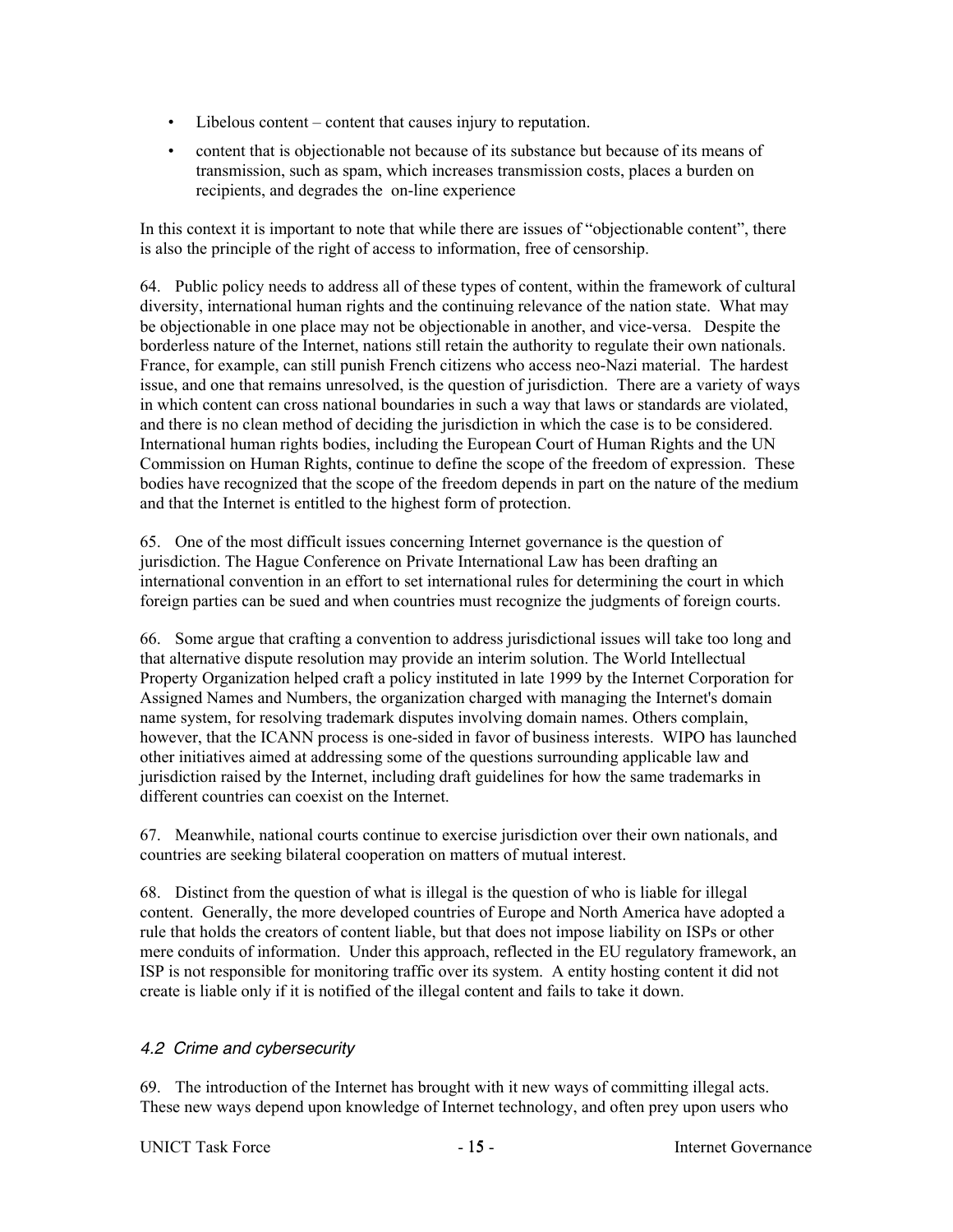- Libelous content – content that causes injury to reputation.
- content that is objectionable not because of its substance but because of its means of transmission, such as spam, which increases transmission costs, places a burden on recipients, and degrades the on-line experience

In this context it is important to note that while there are issues of "objectionable content", there is also the principle of the right of access to information, free of censorship.

64. Public policy needs to address all of these types of content, within the framework of cultural diversity, international human rights and the continuing relevance of the nation state. What may be objectionable in one place may not be objectionable in another, and vice-versa. Despite the borderless nature of the Internet, nations still retain the authority to regulate their own nationals. France, for example, can still punish French citizens who access neo-Nazi material. The hardest issue, and one that remains unresolved, is the question of jurisdiction. There are a variety of ways in which content can cross national boundaries in such a way that laws or standards are violated, and there is no clean method of deciding the jurisdiction in which the case is to be considered. International human rights bodies, including the European Court of Human Rights and the UN Commission on Human Rights, continue to define the scope of the freedom of expression. These bodies have recognized that the scope of the freedom depends in part on the nature of the medium and that the Internet is entitled to the highest form of protection.

65. One of the most difficult issues concerning Internet governance is the question of jurisdiction. The Hague Conference on Private International Law has been drafting an international convention in an effort to set international rules for determining the court in which foreign parties can be sued and when countries must recognize the judgments of foreign courts.

66. Some argue that crafting a convention to address jurisdictional issues will take too long and that alternative dispute resolution may provide an interim solution. The World Intellectual Property Organization helped craft a policy instituted in late 1999 by the Internet Corporation for Assigned Names and Numbers, the organization charged with managing the Internet's domain name system, for resolving trademark disputes involving domain names. Others complain, however, that the ICANN process is one-sided in favor of business interests. WIPO has launched other initiatives aimed at addressing some of the questions surrounding applicable law and jurisdiction raised by the Internet, including draft guidelines for how the same trademarks in different countries can coexist on the Internet.

67. Meanwhile, national courts continue to exercise jurisdiction over their own nationals, and countries are seeking bilateral cooperation on matters of mutual interest.

68. Distinct from the question of what is illegal is the question of who is liable for illegal content. Generally, the more developed countries of Europe and North America have adopted a rule that holds the creators of content liable, but that does not impose liability on ISPs or other mere conduits of information. Under this approach, reflected in the EU regulatory framework, an ISP is not responsible for monitoring traffic over its system. A entity hosting content it did not create is liable only if it is notified of the illegal content and fails to take it down.

### *4.2 Crime and cybersecurity*

69. The introduction of the Internet has brought with it new ways of committing illegal acts. These new ways depend upon knowledge of Internet technology, and often prey upon users who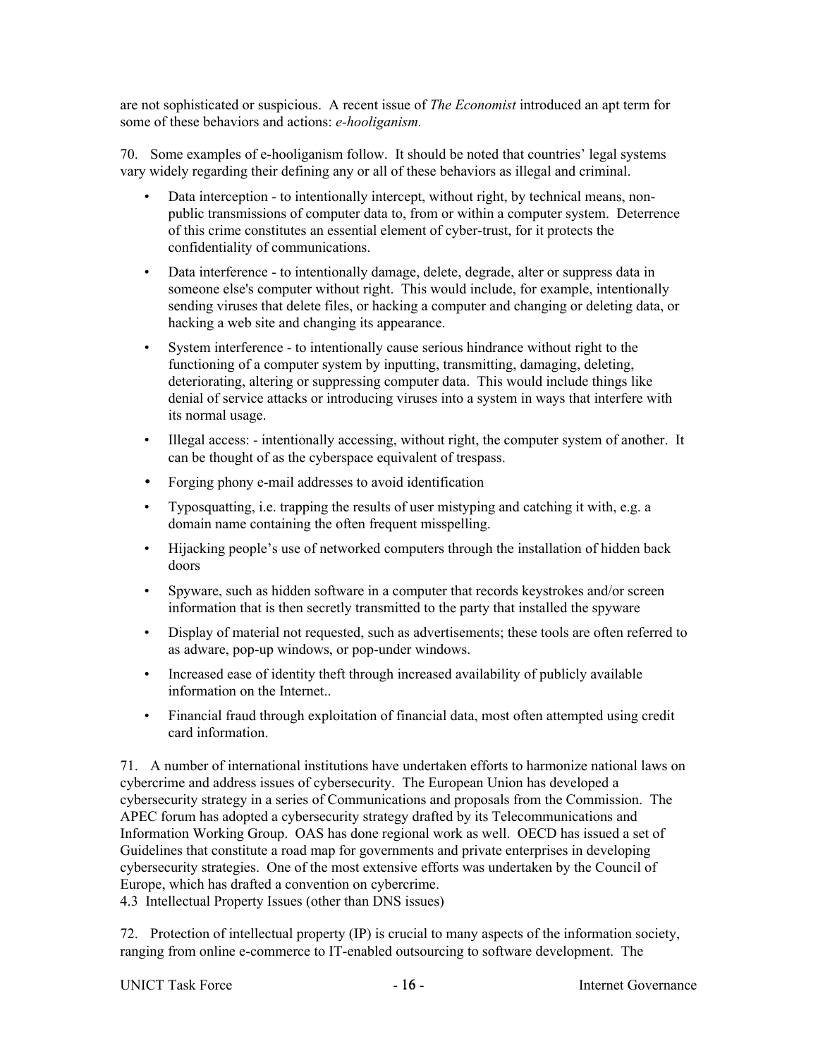are not sophisticated or suspicious. A recent issue of *The Economist* introduced an apt term for some of these behaviors and actions: *e-hooliganism.*

70. Some examples of e-hooliganism follow. It should be noted that countries' legal systems vary widely regarding their defining any or all of these behaviors as illegal and criminal.

- Data interception - to intentionally intercept, without right, by technical means, non-public transmissions of computer data to, from or within a computer system. Deterrence of this crime constitutes an essential element of cyber-trust, for it protects the confidentiality of communications.
- Data interference - to intentionally damage, delete, degrade, alter or suppress data in someone else's computer without right. This would include, for example, intentionally sending viruses that delete files, or hacking a computer and changing or deleting data, or hacking a web site and changing its appearance.
- System interference - to intentionally cause serious hindrance without right to the functioning of a computer system by inputting, transmitting, damaging, deleting, deteriorating, altering or suppressing computer data. This would include things like denial of service attacks or introducing viruses into a system in ways that interfere with its normal usage.
- Illegal access: - intentionally accessing, without right, the computer system of another. It can be thought of as the cyberspace equivalent of trespass.
- Forging phony e-mail addresses to avoid identification
- Typosquatting, i.e. trapping the results of user mistyping and catching it with, e.g. a domain name containing the often frequent misspelling.
- Hijacking people's use of networked computers through the installation of hidden back doors
- Spyware, such as hidden software in a computer that records keystrokes and/or screen information that is then secretly transmitted to the party that installed the spyware
- Display of material not requested, such as advertisements; these tools are often referred to as adware, pop-up windows, or pop-under windows.
- Increased ease of identity theft through increased availability of publicly available information on the Internet..
- Financial fraud through exploitation of financial data, most often attempted using credit card information.

71. A number of international institutions have undertaken efforts to harmonize national laws on cybercrime and address issues of cybersecurity. The European Union has developed a cybersecurity strategy in a series of Communications and proposals from the Commission. The APEC forum has adopted a cybersecurity strategy drafted by its Telecommunications and Information Working Group. OAS has done regional work as well. OECD has issued a set of Guidelines that constitute a road map for governments and private enterprises in developing cybersecurity strategies. One of the most extensive efforts was undertaken by the Council of Europe, which has drafted a convention on cybercrime.

### 4.3 Intellectual Property Issues (other than DNS issues)

72. Protection of intellectual property (IP) is crucial to many aspects of the information society, ranging from online e-commerce to IT-enabled outsourcing to software development. The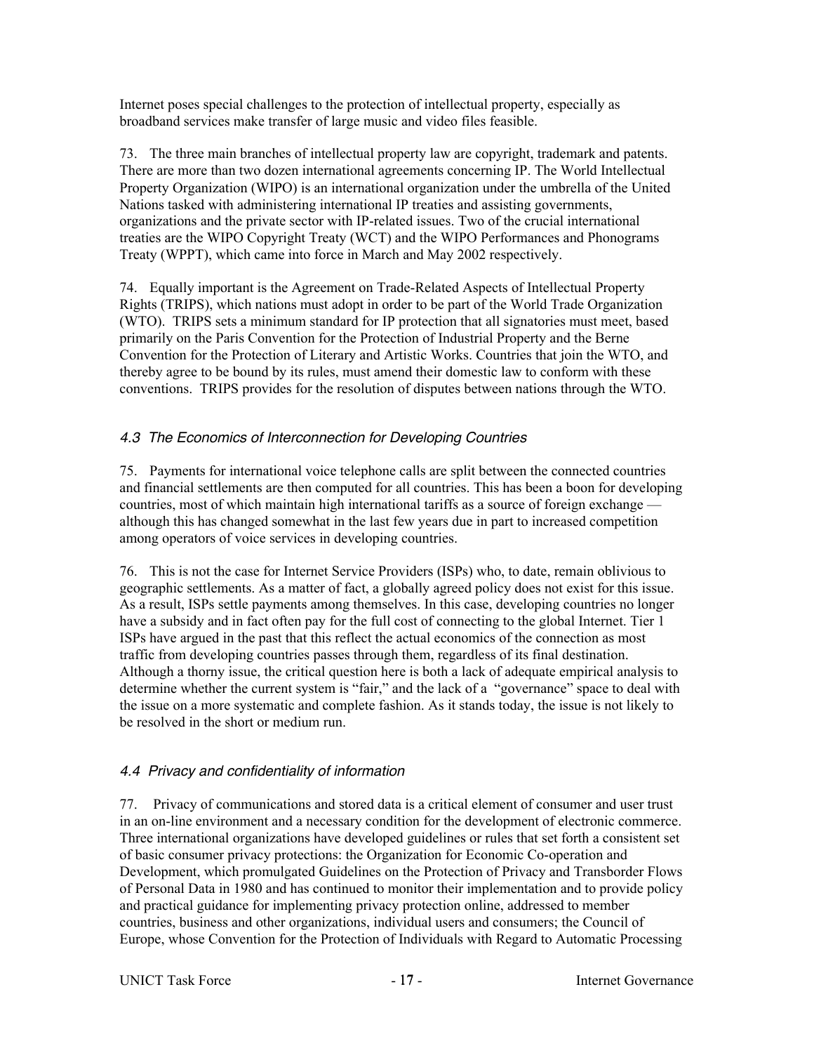Internet poses special challenges to the protection of intellectual property, especially as broadband services make transfer of large music and video files feasible.

73. The three main branches of intellectual property law are copyright, trademark and patents. There are more than two dozen international agreements concerning IP. The World Intellectual Property Organization (WIPO) is an international organization under the umbrella of the United Nations tasked with administering international IP treaties and assisting governments, organizations and the private sector with IP-related issues. Two of the crucial international treaties are the WIPO Copyright Treaty (WCT) and the WIPO Performances and Phonograms Treaty (WPPT), which came into force in March and May 2002 respectively.

74. Equally important is the Agreement on Trade-Related Aspects of Intellectual Property Rights (TRIPS), which nations must adopt in order to be part of the World Trade Organization (WTO). TRIPS sets a minimum standard for IP protection that all signatories must meet, based primarily on the Paris Convention for the Protection of Industrial Property and the Berne Convention for the Protection of Literary and Artistic Works. Countries that join the WTO, and thereby agree to be bound by its rules, must amend their domestic law to conform with these conventions. TRIPS provides for the resolution of disputes between nations through the WTO.

### *4.3 The Economics of Interconnection for Developing Countries*

75. Payments for international voice telephone calls are split between the connected countries and financial settlements are then computed for all countries. This has been a boon for developing countries, most of which maintain high international tariffs as a source of foreign exchange — although this has changed somewhat in the last few years due in part to increased competition among operators of voice services in developing countries.

76. This is not the case for Internet Service Providers (ISPs) who, to date, remain oblivious to geographic settlements. As a matter of fact, a globally agreed policy does not exist for this issue. As a result, ISPs settle payments among themselves. In this case, developing countries no longer have a subsidy and in fact often pay for the full cost of connecting to the global Internet. Tier 1 ISPs have argued in the past that this reflect the actual economics of the connection as most traffic from developing countries passes through them, regardless of its final destination. Although a thorny issue, the critical question here is both a lack of adequate empirical analysis to determine whether the current system is "fair," and the lack of a "governance" space to deal with the issue on a more systematic and complete fashion. As it stands today, the issue is not likely to be resolved in the short or medium run.

### *4.4 Privacy and confidentiality of information*

77. Privacy of communications and stored data is a critical element of consumer and user trust in an on-line environment and a necessary condition for the development of electronic commerce. Three international organizations have developed guidelines or rules that set forth a consistent set of basic consumer privacy protections: the Organization for Economic Co-operation and Development, which promulgated Guidelines on the Protection of Privacy and Transborder Flows of Personal Data in 1980 and has continued to monitor their implementation and to provide policy and practical guidance for implementing privacy protection online, addressed to member countries, business and other organizations, individual users and consumers; the Council of Europe, whose Convention for the Protection of Individuals with Regard to Automatic Processing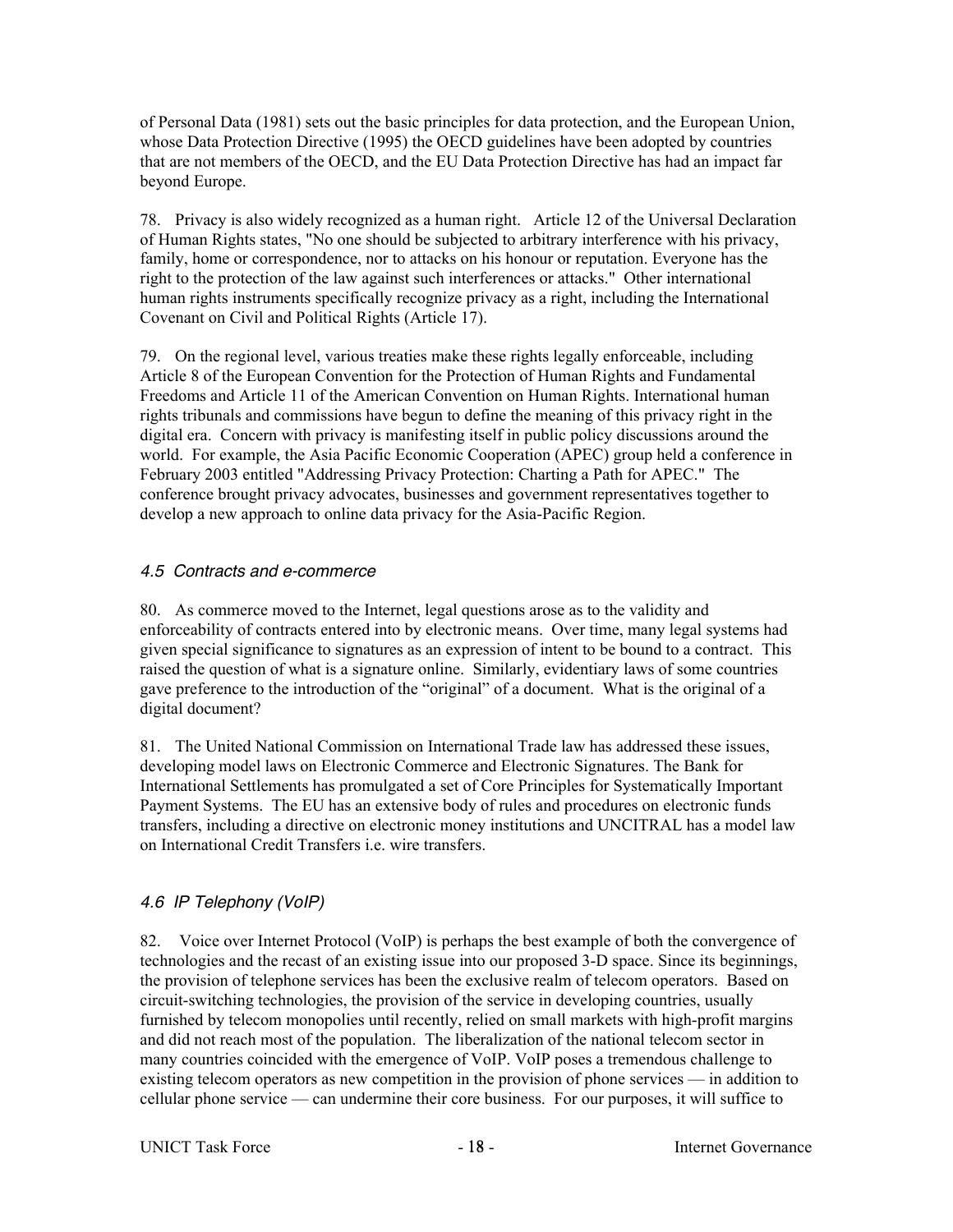of Personal Data (1981) sets out the basic principles for data protection, and the European Union, whose Data Protection Directive (1995) the OECD guidelines have been adopted by countries that are not members of the OECD, and the EU Data Protection Directive has had an impact far beyond Europe.

78. Privacy is also widely recognized as a human right. Article 12 of the Universal Declaration of Human Rights states, "No one should be subjected to arbitrary interference with his privacy, family, home or correspondence, nor to attacks on his honour or reputation. Everyone has the right to the protection of the law against such interferences or attacks." Other international human rights instruments specifically recognize privacy as a right, including the International Covenant on Civil and Political Rights (Article 17).

79. On the regional level, various treaties make these rights legally enforceable, including Article 8 of the European Convention for the Protection of Human Rights and Fundamental Freedoms and Article 11 of the American Convention on Human Rights. International human rights tribunals and commissions have begun to define the meaning of this privacy right in the digital era. Concern with privacy is manifesting itself in public policy discussions around the world. For example, the Asia Pacific Economic Cooperation (APEC) group held a conference in February 2003 entitled "Addressing Privacy Protection: Charting a Path for APEC." The conference brought privacy advocates, businesses and government representatives together to develop a new approach to online data privacy for the Asia-Pacific Region.

### *4.5 Contracts and e-commerce*

80. As commerce moved to the Internet, legal questions arose as to the validity and enforceability of contracts entered into by electronic means. Over time, many legal systems had given special significance to signatures as an expression of intent to be bound to a contract. This raised the question of what is a signature online. Similarly, evidentiary laws of some countries gave preference to the introduction of the "original" of a document. What is the original of a digital document?

81. The United National Commission on International Trade law has addressed these issues, developing model laws on Electronic Commerce and Electronic Signatures. The Bank for International Settlements has promulgated a set of Core Principles for Systematically Important Payment Systems. The EU has an extensive body of rules and procedures on electronic funds transfers, including a directive on electronic money institutions and UNCITRAL has a model law on International Credit Transfers i.e. wire transfers.

### *4.6 IP Telephony (VoIP)*

82. Voice over Internet Protocol (VoIP) is perhaps the best example of both the convergence of technologies and the recast of an existing issue into our proposed 3-D space. Since its beginnings, the provision of telephone services has been the exclusive realm of telecom operators. Based on circuit-switching technologies, the provision of the service in developing countries, usually furnished by telecom monopolies until recently, relied on small markets with high-profit margins and did not reach most of the population. The liberalization of the national telecom sector in many countries coincided with the emergence of VoIP. VoIP poses a tremendous challenge to existing telecom operators as new competition in the provision of phone services — in addition to cellular phone service — can undermine their core business. For our purposes, it will suffice to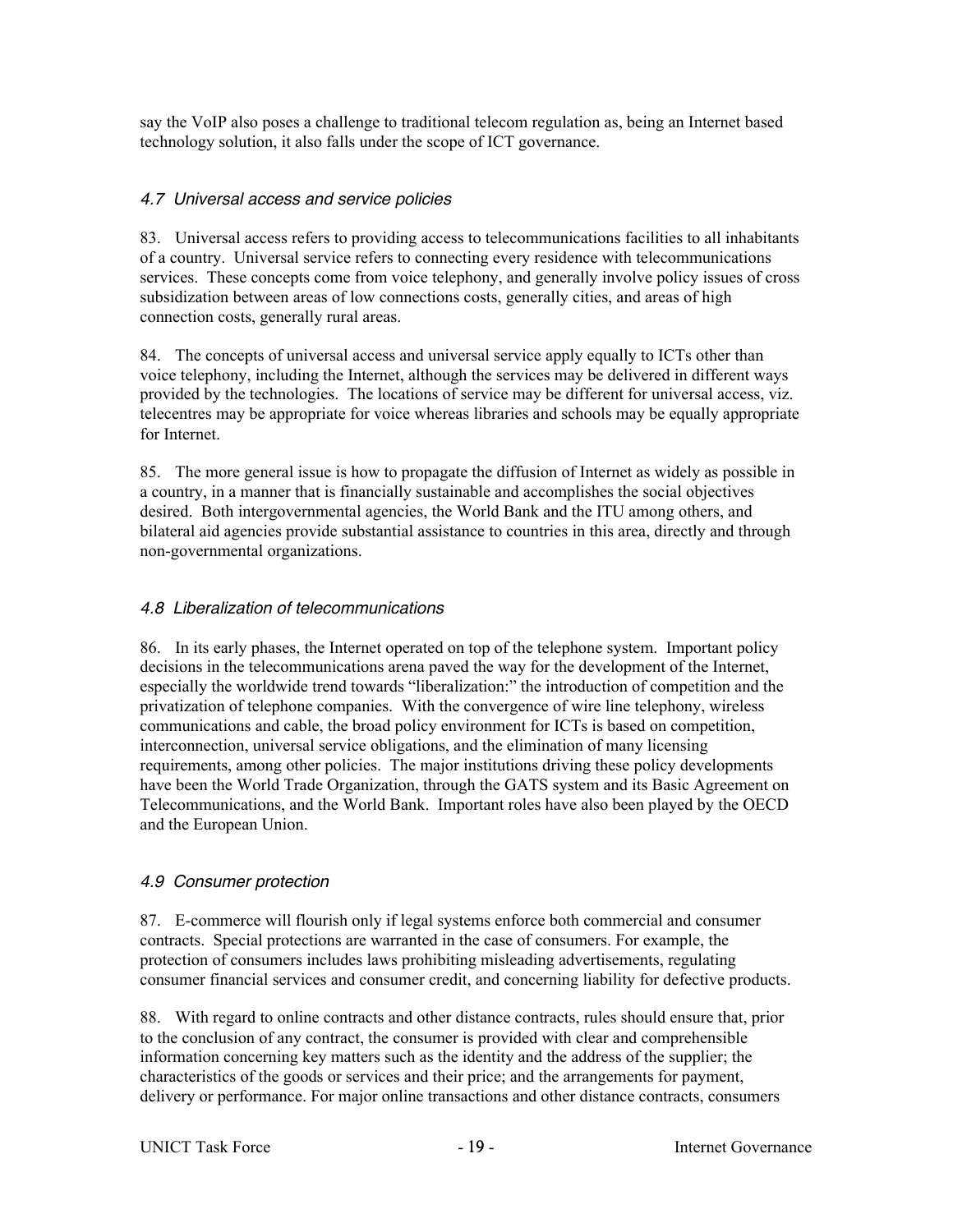say the VoIP also poses a challenge to traditional telecom regulation as, being an Internet based technology solution, it also falls under the scope of ICT governance.

### *4.7 Universal access and service policies*

83. Universal access refers to providing access to telecommunications facilities to all inhabitants of a country. Universal service refers to connecting every residence with telecommunications services. These concepts come from voice telephony, and generally involve policy issues of cross subsidization between areas of low connections costs, generally cities, and areas of high connection costs, generally rural areas.

84. The concepts of universal access and universal service apply equally to ICTs other than voice telephony, including the Internet, although the services may be delivered in different ways provided by the technologies. The locations of service may be different for universal access, viz. telecentres may be appropriate for voice whereas libraries and schools may be equally appropriate for Internet.

85. The more general issue is how to propagate the diffusion of Internet as widely as possible in a country, in a manner that is financially sustainable and accomplishes the social objectives desired. Both intergovernmental agencies, the World Bank and the ITU among others, and bilateral aid agencies provide substantial assistance to countries in this area, directly and through non-governmental organizations.

### *4.8 Liberalization of telecommunications*

86. In its early phases, the Internet operated on top of the telephone system. Important policy decisions in the telecommunications arena paved the way for the development of the Internet, especially the worldwide trend towards "liberalization:" the introduction of competition and the privatization of telephone companies. With the convergence of wire line telephony, wireless communications and cable, the broad policy environment for ICTs is based on competition, interconnection, universal service obligations, and the elimination of many licensing requirements, among other policies. The major institutions driving these policy developments have been the World Trade Organization, through the GATS system and its Basic Agreement on Telecommunications, and the World Bank. Important roles have also been played by the OECD and the European Union.

### *4.9 Consumer protection*

87. E-commerce will flourish only if legal systems enforce both commercial and consumer contracts. Special protections are warranted in the case of consumers. For example, the protection of consumers includes laws prohibiting misleading advertisements, regulating consumer financial services and consumer credit, and concerning liability for defective products.

88. With regard to online contracts and other distance contracts, rules should ensure that, prior to the conclusion of any contract, the consumer is provided with clear and comprehensible information concerning key matters such as the identity and the address of the supplier; the characteristics of the goods or services and their price; and the arrangements for payment, delivery or performance. For major online transactions and other distance contracts, consumers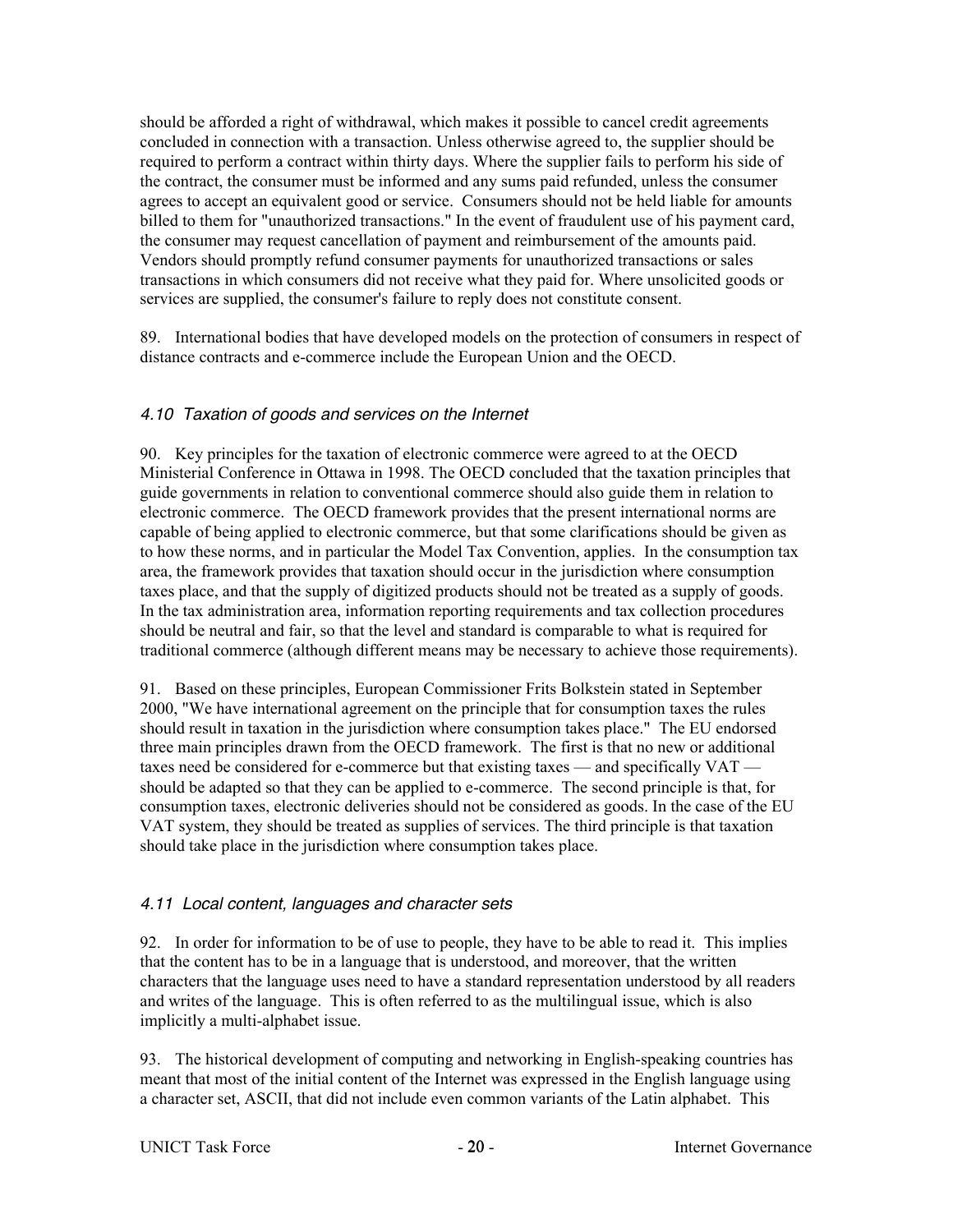should be afforded a right of withdrawal, which makes it possible to cancel credit agreements concluded in connection with a transaction. Unless otherwise agreed to, the supplier should be required to perform a contract within thirty days. Where the supplier fails to perform his side of the contract, the consumer must be informed and any sums paid refunded, unless the consumer agrees to accept an equivalent good or service. Consumers should not be held liable for amounts billed to them for "unauthorized transactions." In the event of fraudulent use of his payment card, the consumer may request cancellation of payment and reimbursement of the amounts paid. Vendors should promptly refund consumer payments for unauthorized transactions or sales transactions in which consumers did not receive what they paid for. Where unsolicited goods or services are supplied, the consumer's failure to reply does not constitute consent.

89. International bodies that have developed models on the protection of consumers in respect of distance contracts and e-commerce include the European Union and the OECD.

### *4.10 Taxation of goods and services on the Internet*

90. Key principles for the taxation of electronic commerce were agreed to at the OECD Ministerial Conference in Ottawa in 1998. The OECD concluded that the taxation principles that guide governments in relation to conventional commerce should also guide them in relation to electronic commerce. The OECD framework provides that the present international norms are capable of being applied to electronic commerce, but that some clarifications should be given as to how these norms, and in particular the Model Tax Convention, applies. In the consumption tax area, the framework provides that taxation should occur in the jurisdiction where consumption taxes place, and that the supply of digitized products should not be treated as a supply of goods. In the tax administration area, information reporting requirements and tax collection procedures should be neutral and fair, so that the level and standard is comparable to what is required for traditional commerce (although different means may be necessary to achieve those requirements).

91. Based on these principles, European Commissioner Frits Bolkstein stated in September 2000, "We have international agreement on the principle that for consumption taxes the rules should result in taxation in the jurisdiction where consumption takes place." The EU endorsed three main principles drawn from the OECD framework. The first is that no new or additional taxes need be considered for e-commerce but that existing taxes — and specifically VAT — should be adapted so that they can be applied to e-commerce. The second principle is that, for consumption taxes, electronic deliveries should not be considered as goods. In the case of the EU VAT system, they should be treated as supplies of services. The third principle is that taxation should take place in the jurisdiction where consumption takes place.

### *4.11 Local content, languages and character sets*

92. In order for information to be of use to people, they have to be able to read it. This implies that the content has to be in a language that is understood, and moreover, that the written characters that the language uses need to have a standard representation understood by all readers and writes of the language. This is often referred to as the multilingual issue, which is also implicitly a multi-alphabet issue.

93. The historical development of computing and networking in English-speaking countries has meant that most of the initial content of the Internet was expressed in the English language using a character set, ASCII, that did not include even common variants of the Latin alphabet. This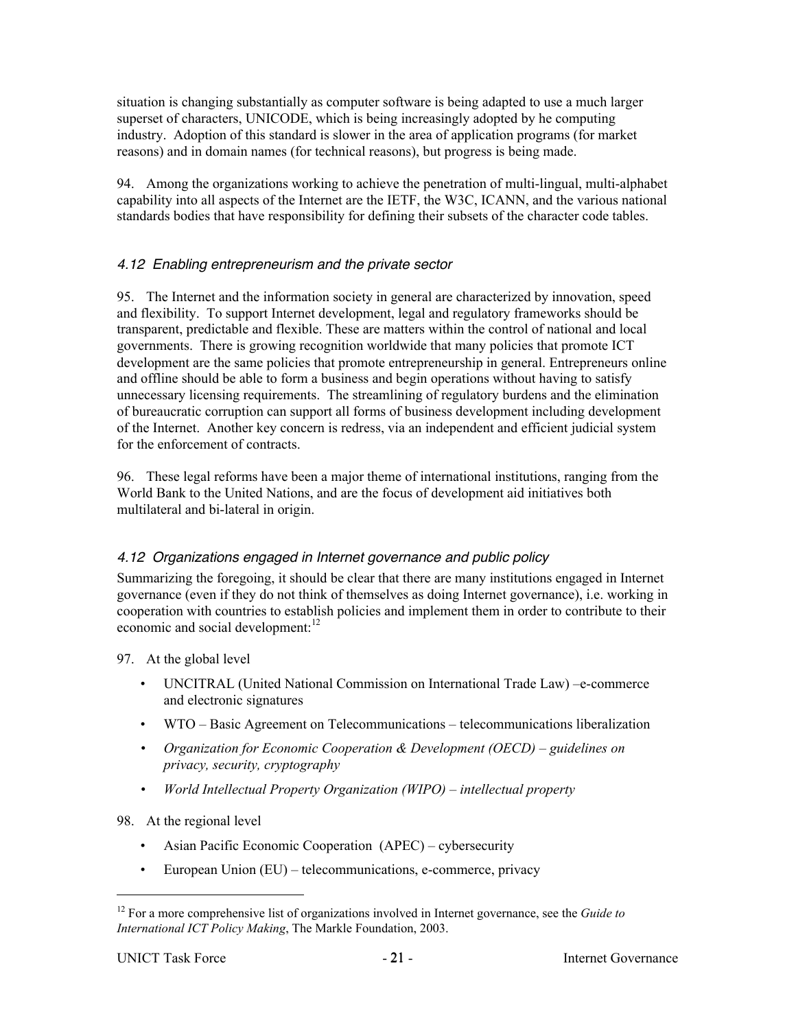situation is changing substantially as computer software is being adapted to use a much larger superset of characters, UNICODE, which is being increasingly adopted by he computing industry. Adoption of this standard is slower in the area of application programs (for market reasons) and in domain names (for technical reasons), but progress is being made.

94. Among the organizations working to achieve the penetration of multi-lingual, multi-alphabet capability into all aspects of the Internet are the IETF, the W3C, ICANN, and the various national standards bodies that have responsibility for defining their subsets of the character code tables.

### *4.12 Enabling entrepreneurism and the private sector*

95. The Internet and the information society in general are characterized by innovation, speed and flexibility. To support Internet development, legal and regulatory frameworks should be transparent, predictable and flexible. These are matters within the control of national and local governments. There is growing recognition worldwide that many policies that promote ICT development are the same policies that promote entrepreneurship in general. Entrepreneurs online and offline should be able to form a business and begin operations without having to satisfy unnecessary licensing requirements. The streamlining of regulatory burdens and the elimination of bureaucratic corruption can support all forms of business development including development of the Internet. Another key concern is redress, via an independent and efficient judicial system for the enforcement of contracts.

96. These legal reforms have been a major theme of international institutions, ranging from the World Bank to the United Nations, and are the focus of development aid initiatives both multilateral and bi-lateral in origin.

### *4.12 Organizations engaged in Internet governance and public policy*

Summarizing the foregoing, it should be clear that there are many institutions engaged in Internet governance (even if they do not think of themselves as doing Internet governance), i.e. working in cooperation with countries to establish policies and implement them in order to contribute to their economic and social development:[12]

97. At the global level

- UNCITRAL (United National Commission on International Trade Law) –e-commerce and electronic signatures
- WTO – Basic Agreement on Telecommunications – telecommunications liberalization
- *Organization for Economic Cooperation & Development (OECD) – guidelines on privacy, security, cryptography*
- *World Intellectual Property Organization (WIPO) – intellectual property*

98. At the regional level

- Asian Pacific Economic Cooperation (APEC) – cybersecurity
- European Union (EU) – telecommunications, e-commerce, privacy

[12] For a more comprehensive list of organizations involved in Internet governance, see the *Guide to International ICT Policy Making*, The Markle Foundation, 2003.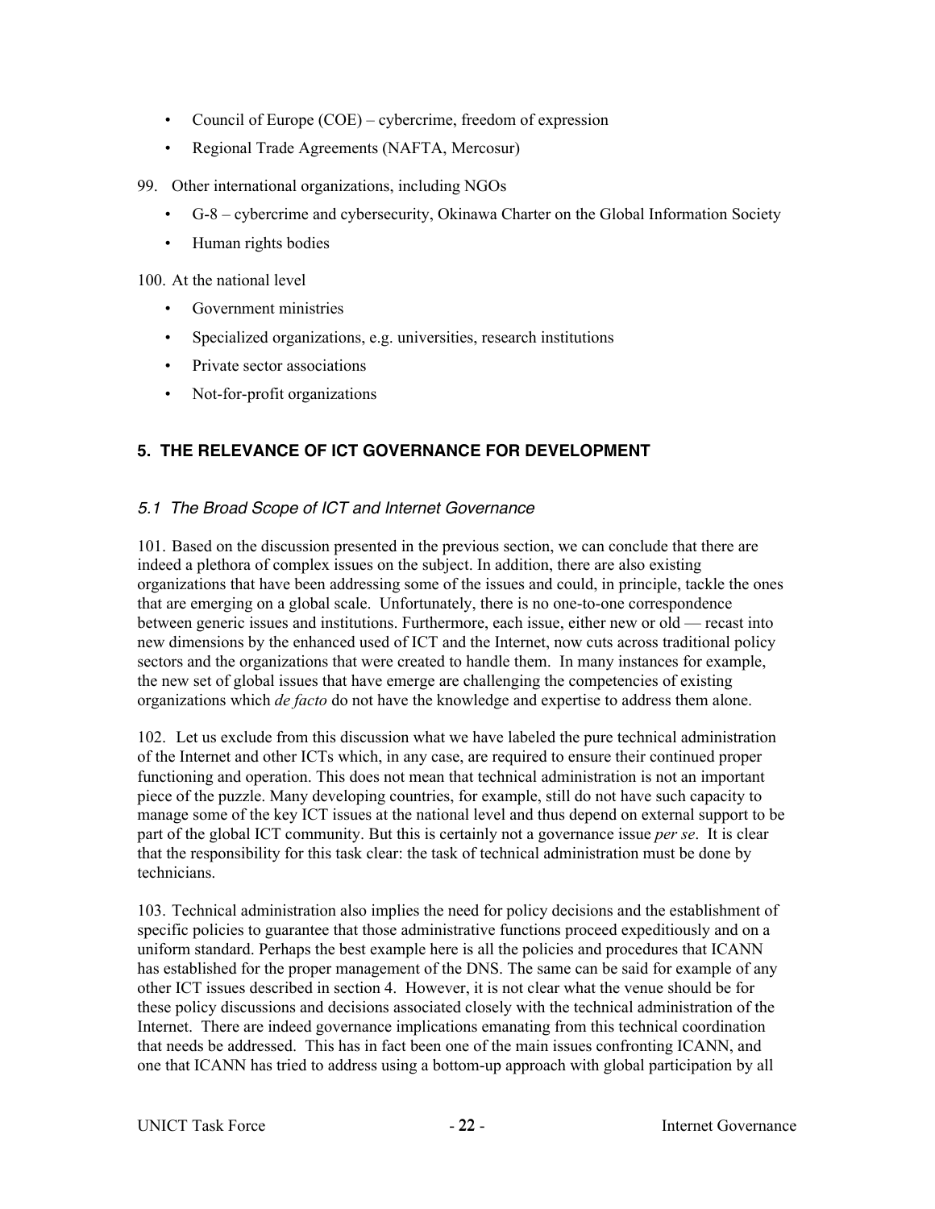- Council of Europe (COE) – cybercrime, freedom of expression
- Regional Trade Agreements (NAFTA, Mercosur)

99. Other international organizations, including NGOs

- G-8 – cybercrime and cybersecurity, Okinawa Charter on the Global Information Society
- Human rights bodies

100. At the national level

- Government ministries
- Specialized organizations, e.g. universities, research institutions
- Private sector associations
- Not-for-profit organizations

## 5. THE RELEVANCE OF ICT GOVERNANCE FOR DEVELOPMENT

### *5.1 The Broad Scope of ICT and Internet Governance*

101. Based on the discussion presented in the previous section, we can conclude that there are indeed a plethora of complex issues on the subject. In addition, there are also existing organizations that have been addressing some of the issues and could, in principle, tackle the ones that are emerging on a global scale. Unfortunately, there is no one-to-one correspondence between generic issues and institutions. Furthermore, each issue, either new or old — recast into new dimensions by the enhanced used of ICT and the Internet, now cuts across traditional policy sectors and the organizations that were created to handle them. In many instances for example, the new set of global issues that have emerge are challenging the competencies of existing organizations which *de facto* do not have the knowledge and expertise to address them alone.

102. Let us exclude from this discussion what we have labeled the pure technical administration of the Internet and other ICTs which, in any case, are required to ensure their continued proper functioning and operation. This does not mean that technical administration is not an important piece of the puzzle. Many developing countries, for example, still do not have such capacity to manage some of the key ICT issues at the national level and thus depend on external support to be part of the global ICT community. But this is certainly not a governance issue *per se*. It is clear that the responsibility for this task clear: the task of technical administration must be done by technicians.

103. Technical administration also implies the need for policy decisions and the establishment of specific policies to guarantee that those administrative functions proceed expeditiously and on a uniform standard. Perhaps the best example here is all the policies and procedures that ICANN has established for the proper management of the DNS. The same can be said for example of any other ICT issues described in section 4. However, it is not clear what the venue should be for these policy discussions and decisions associated closely with the technical administration of the Internet. There are indeed governance implications emanating from this technical coordination that needs be addressed. This has in fact been one of the main issues confronting ICANN, and one that ICANN has tried to address using a bottom-up approach with global participation by all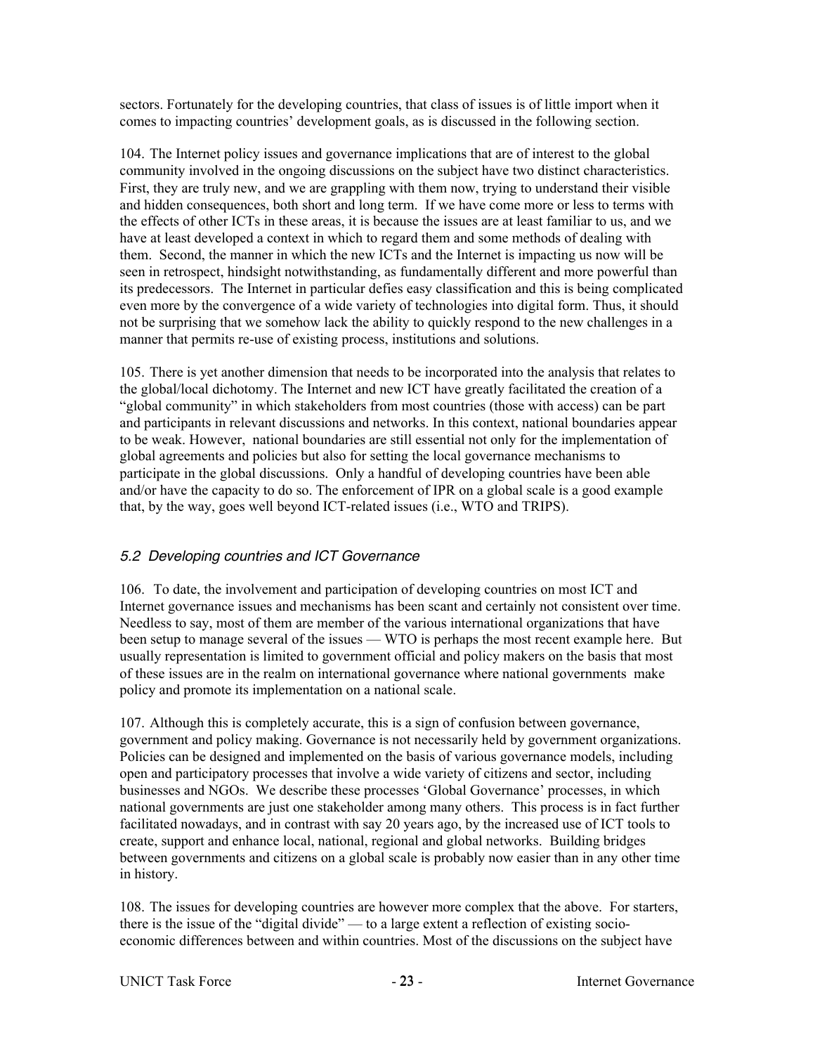sectors. Fortunately for the developing countries, that class of issues is of little import when it comes to impacting countries' development goals, as is discussed in the following section.

104. The Internet policy issues and governance implications that are of interest to the global community involved in the ongoing discussions on the subject have two distinct characteristics. First, they are truly new, and we are grappling with them now, trying to understand their visible and hidden consequences, both short and long term. If we have come more or less to terms with the effects of other ICTs in these areas, it is because the issues are at least familiar to us, and we have at least developed a context in which to regard them and some methods of dealing with them. Second, the manner in which the new ICTs and the Internet is impacting us now will be seen in retrospect, hindsight notwithstanding, as fundamentally different and more powerful than its predecessors. The Internet in particular defies easy classification and this is being complicated even more by the convergence of a wide variety of technologies into digital form. Thus, it should not be surprising that we somehow lack the ability to quickly respond to the new challenges in a manner that permits re-use of existing process, institutions and solutions.

105. There is yet another dimension that needs to be incorporated into the analysis that relates to the global/local dichotomy. The Internet and new ICT have greatly facilitated the creation of a "global community" in which stakeholders from most countries (those with access) can be part and participants in relevant discussions and networks. In this context, national boundaries appear to be weak. However, national boundaries are still essential not only for the implementation of global agreements and policies but also for setting the local governance mechanisms to participate in the global discussions. Only a handful of developing countries have been able and/or have the capacity to do so. The enforcement of IPR on a global scale is a good example that, by the way, goes well beyond ICT-related issues (i.e., WTO and TRIPS).

### *5.2 Developing countries and ICT Governance*

106. To date, the involvement and participation of developing countries on most ICT and Internet governance issues and mechanisms has been scant and certainly not consistent over time. Needless to say, most of them are member of the various international organizations that have been setup to manage several of the issues — WTO is perhaps the most recent example here. But usually representation is limited to government official and policy makers on the basis that most of these issues are in the realm on international governance where national governments make policy and promote its implementation on a national scale.

107. Although this is completely accurate, this is a sign of confusion between governance, government and policy making. Governance is not necessarily held by government organizations. Policies can be designed and implemented on the basis of various governance models, including open and participatory processes that involve a wide variety of citizens and sector, including businesses and NGOs. We describe these processes 'Global Governance' processes, in which national governments are just one stakeholder among many others. This process is in fact further facilitated nowadays, and in contrast with say 20 years ago, by the increased use of ICT tools to create, support and enhance local, national, regional and global networks. Building bridges between governments and citizens on a global scale is probably now easier than in any other time in history.

108. The issues for developing countries are however more complex that the above. For starters, there is the issue of the "digital divide" — to a large extent a reflection of existing socio-economic differences between and within countries. Most of the discussions on the subject have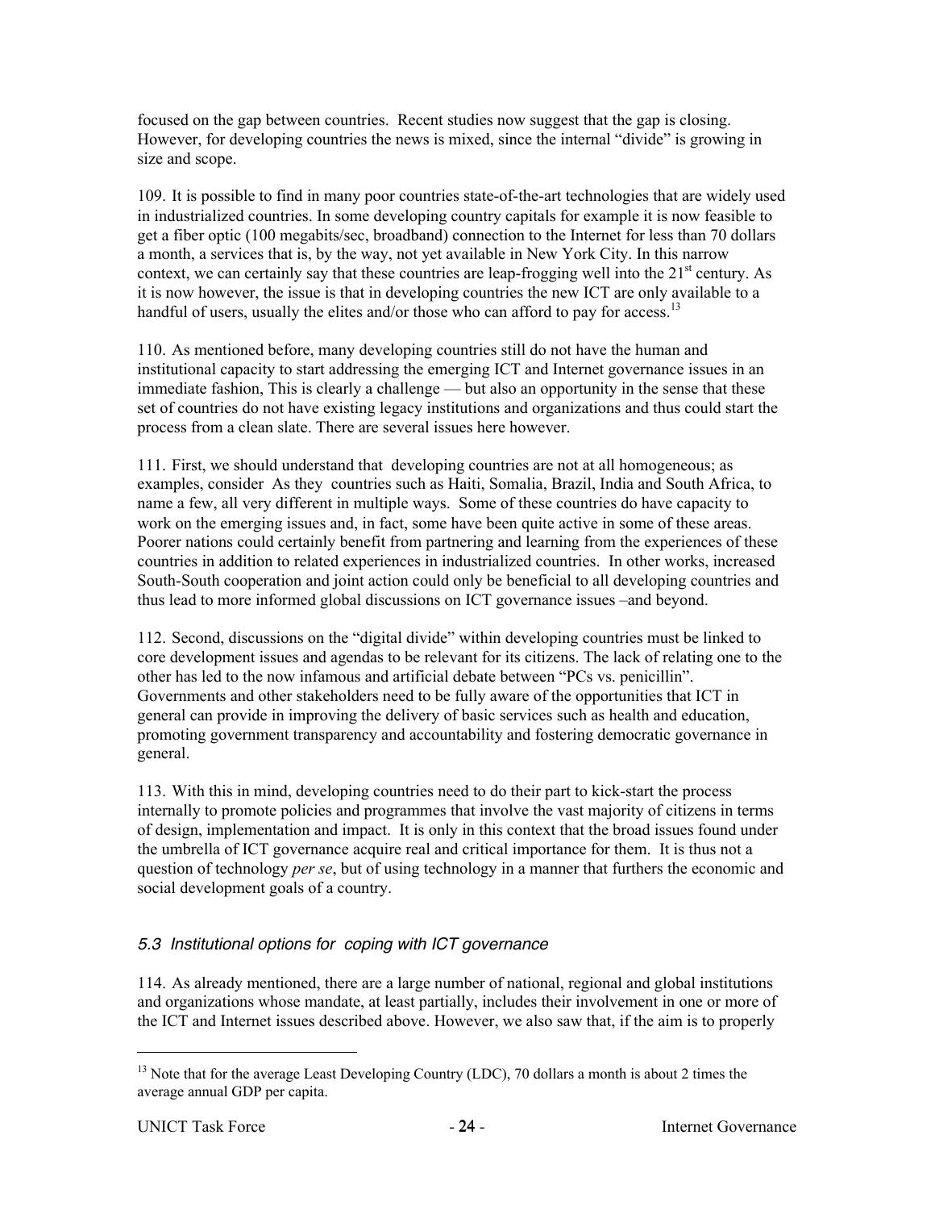focused on the gap between countries. Recent studies now suggest that the gap is closing. However, for developing countries the news is mixed, since the internal "divide" is growing in size and scope.

109. It is possible to find in many poor countries state-of-the-art technologies that are widely used in industrialized countries. In some developing country capitals for example it is now feasible to get a fiber optic (100 megabits/sec, broadband) connection to the Internet for less than 70 dollars a month, a services that is, by the way, not yet available in New York City. In this narrow context, we can certainly say that these countries are leap-frogging well into the 21st century. As it is now however, the issue is that in developing countries the new ICT are only available to a handful of users, usually the elites and/or those who can afford to pay for access.[13]

110. As mentioned before, many developing countries still do not have the human and institutional capacity to start addressing the emerging ICT and Internet governance issues in an immediate fashion, This is clearly a challenge — but also an opportunity in the sense that these set of countries do not have existing legacy institutions and organizations and thus could start the process from a clean slate. There are several issues here however.

111. First, we should understand that developing countries are not at all homogeneous; as examples, consider As they countries such as Haiti, Somalia, Brazil, India and South Africa, to name a few, all very different in multiple ways. Some of these countries do have capacity to work on the emerging issues and, in fact, some have been quite active in some of these areas. Poorer nations could certainly benefit from partnering and learning from the experiences of these countries in addition to related experiences in industrialized countries. In other works, increased South-South cooperation and joint action could only be beneficial to all developing countries and thus lead to more informed global discussions on ICT governance issues –and beyond.

112. Second, discussions on the "digital divide" within developing countries must be linked to core development issues and agendas to be relevant for its citizens. The lack of relating one to the other has led to the now infamous and artificial debate between "PCs vs. penicillin". Governments and other stakeholders need to be fully aware of the opportunities that ICT in general can provide in improving the delivery of basic services such as health and education, promoting government transparency and accountability and fostering democratic governance in general.

113. With this in mind, developing countries need to do their part to kick-start the process internally to promote policies and programmes that involve the vast majority of citizens in terms of design, implementation and impact. It is only in this context that the broad issues found under the umbrella of ICT governance acquire real and critical importance for them. It is thus not a question of technology *per se*, but of using technology in a manner that furthers the economic and social development goals of a country.

### *5.3 Institutional options for coping with ICT governance*

114. As already mentioned, there are a large number of national, regional and global institutions and organizations whose mandate, at least partially, includes their involvement in one or more of the ICT and Internet issues described above. However, we also saw that, if the aim is to properly

---

[13] Note that for the average Least Developing Country (LDC), 70 dollars a month is about 2 times the average annual GDP per capita.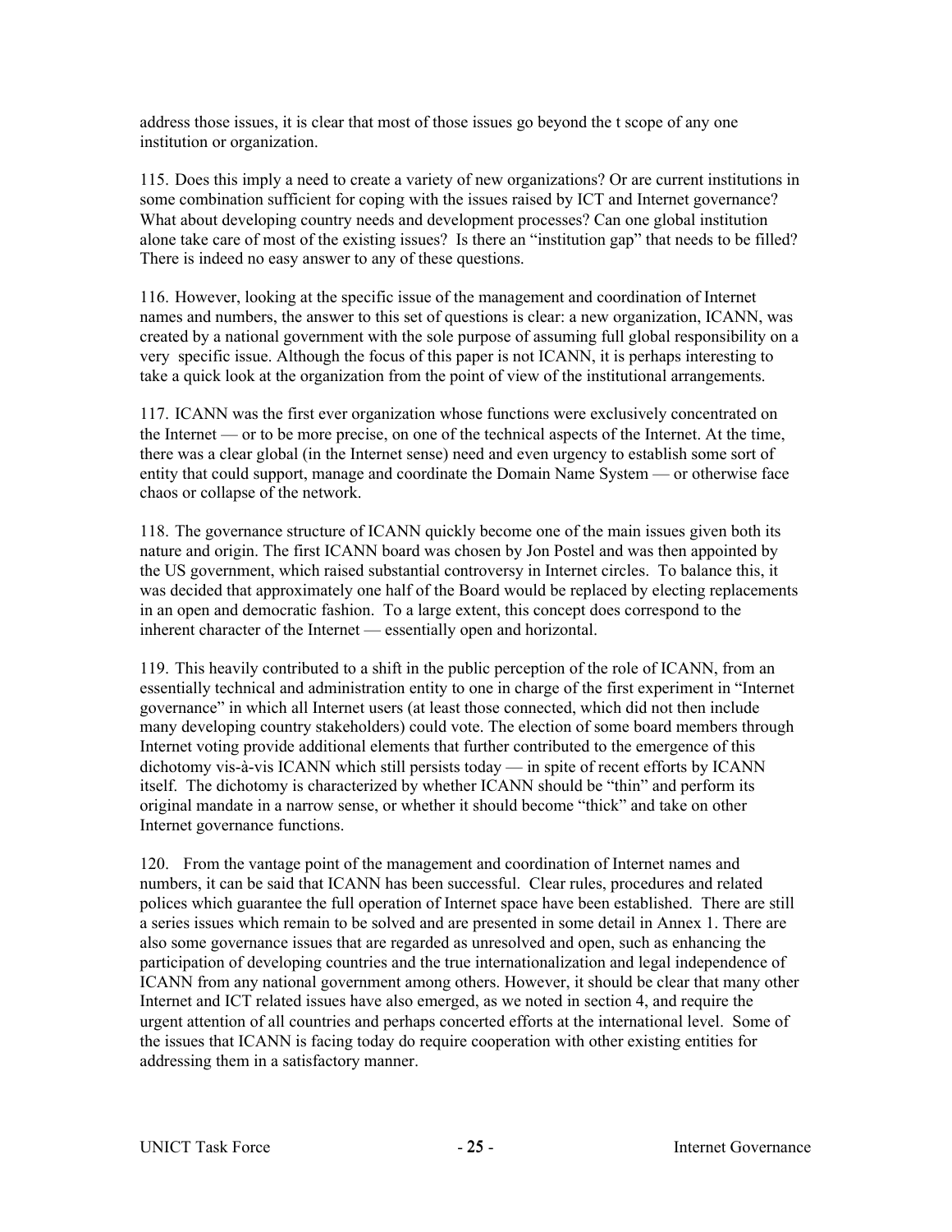address those issues, it is clear that most of those issues go beyond the t scope of any one institution or organization.

115. Does this imply a need to create a variety of new organizations? Or are current institutions in some combination sufficient for coping with the issues raised by ICT and Internet governance? What about developing country needs and development processes? Can one global institution alone take care of most of the existing issues? Is there an "institution gap" that needs to be filled? There is indeed no easy answer to any of these questions.

116. However, looking at the specific issue of the management and coordination of Internet names and numbers, the answer to this set of questions is clear: a new organization, ICANN, was created by a national government with the sole purpose of assuming full global responsibility on a very specific issue. Although the focus of this paper is not ICANN, it is perhaps interesting to take a quick look at the organization from the point of view of the institutional arrangements.

117. ICANN was the first ever organization whose functions were exclusively concentrated on the Internet — or to be more precise, on one of the technical aspects of the Internet. At the time, there was a clear global (in the Internet sense) need and even urgency to establish some sort of entity that could support, manage and coordinate the Domain Name System — or otherwise face chaos or collapse of the network.

118. The governance structure of ICANN quickly become one of the main issues given both its nature and origin. The first ICANN board was chosen by Jon Postel and was then appointed by the US government, which raised substantial controversy in Internet circles. To balance this, it was decided that approximately one half of the Board would be replaced by electing replacements in an open and democratic fashion. To a large extent, this concept does correspond to the inherent character of the Internet — essentially open and horizontal.

119. This heavily contributed to a shift in the public perception of the role of ICANN, from an essentially technical and administration entity to one in charge of the first experiment in "Internet governance" in which all Internet users (at least those connected, which did not then include many developing country stakeholders) could vote. The election of some board members through Internet voting provide additional elements that further contributed to the emergence of this dichotomy vis-à-vis ICANN which still persists today — in spite of recent efforts by ICANN itself. The dichotomy is characterized by whether ICANN should be "thin" and perform its original mandate in a narrow sense, or whether it should become "thick" and take on other Internet governance functions.

120. From the vantage point of the management and coordination of Internet names and numbers, it can be said that ICANN has been successful. Clear rules, procedures and related polices which guarantee the full operation of Internet space have been established. There are still a series issues which remain to be solved and are presented in some detail in Annex 1. There are also some governance issues that are regarded as unresolved and open, such as enhancing the participation of developing countries and the true internationalization and legal independence of ICANN from any national government among others. However, it should be clear that many other Internet and ICT related issues have also emerged, as we noted in section 4, and require the urgent attention of all countries and perhaps concerted efforts at the international level. Some of the issues that ICANN is facing today do require cooperation with other existing entities for addressing them in a satisfactory manner.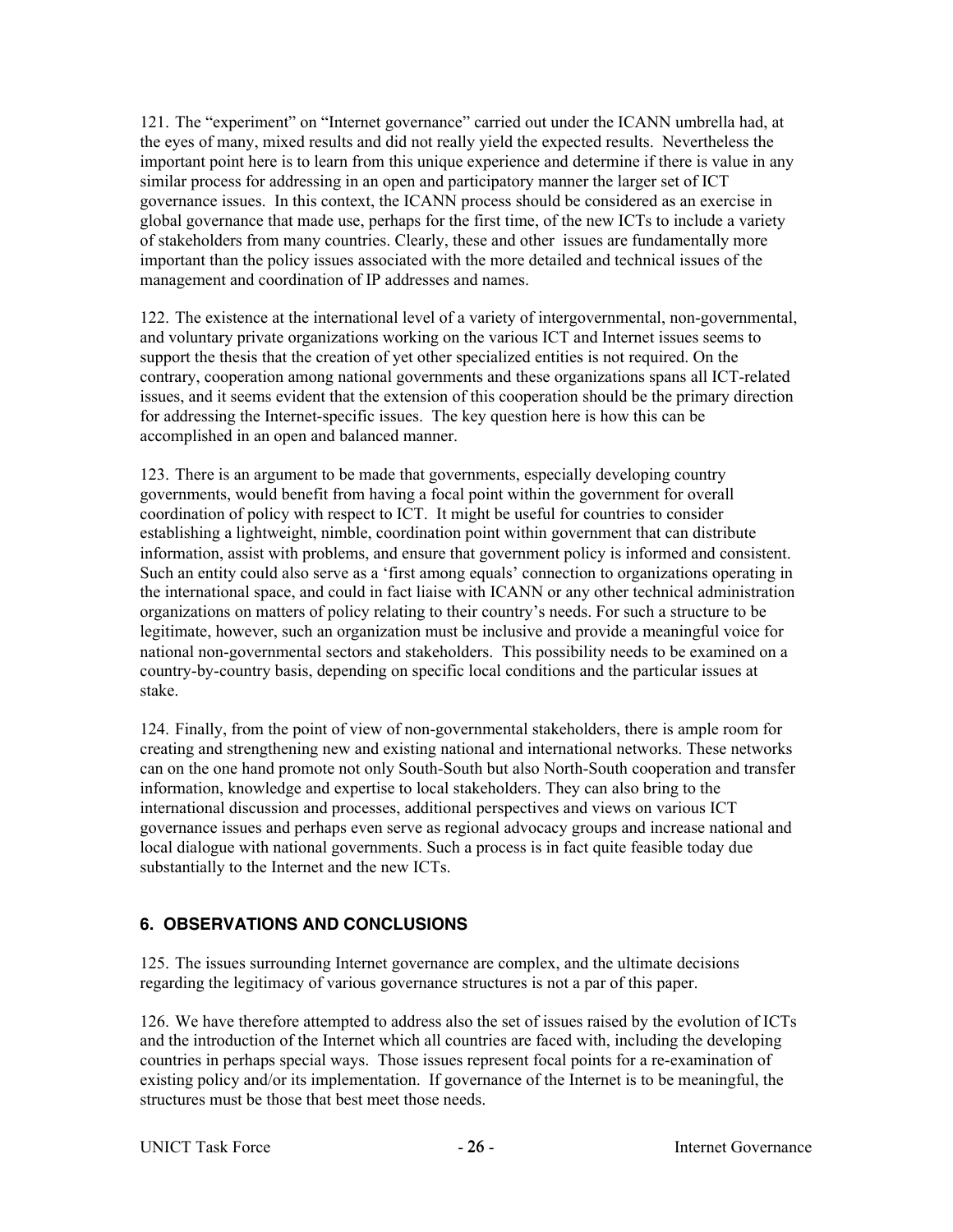121. The "experiment" on "Internet governance" carried out under the ICANN umbrella had, at the eyes of many, mixed results and did not really yield the expected results. Nevertheless the important point here is to learn from this unique experience and determine if there is value in any similar process for addressing in an open and participatory manner the larger set of ICT governance issues. In this context, the ICANN process should be considered as an exercise in global governance that made use, perhaps for the first time, of the new ICTs to include a variety of stakeholders from many countries. Clearly, these and other issues are fundamentally more important than the policy issues associated with the more detailed and technical issues of the management and coordination of IP addresses and names.

122. The existence at the international level of a variety of intergovernmental, non-governmental, and voluntary private organizations working on the various ICT and Internet issues seems to support the thesis that the creation of yet other specialized entities is not required. On the contrary, cooperation among national governments and these organizations spans all ICT-related issues, and it seems evident that the extension of this cooperation should be the primary direction for addressing the Internet-specific issues. The key question here is how this can be accomplished in an open and balanced manner.

123. There is an argument to be made that governments, especially developing country governments, would benefit from having a focal point within the government for overall coordination of policy with respect to ICT. It might be useful for countries to consider establishing a lightweight, nimble, coordination point within government that can distribute information, assist with problems, and ensure that government policy is informed and consistent. Such an entity could also serve as a 'first among equals' connection to organizations operating in the international space, and could in fact liaise with ICANN or any other technical administration organizations on matters of policy relating to their country's needs. For such a structure to be legitimate, however, such an organization must be inclusive and provide a meaningful voice for national non-governmental sectors and stakeholders. This possibility needs to be examined on a country-by-country basis, depending on specific local conditions and the particular issues at stake.

124. Finally, from the point of view of non-governmental stakeholders, there is ample room for creating and strengthening new and existing national and international networks. These networks can on the one hand promote not only South-South but also North-South cooperation and transfer information, knowledge and expertise to local stakeholders. They can also bring to the international discussion and processes, additional perspectives and views on various ICT governance issues and perhaps even serve as regional advocacy groups and increase national and local dialogue with national governments. Such a process is in fact quite feasible today due substantially to the Internet and the new ICTs.

## 6. OBSERVATIONS AND CONCLUSIONS

125. The issues surrounding Internet governance are complex, and the ultimate decisions regarding the legitimacy of various governance structures is not a par of this paper.

126. We have therefore attempted to address also the set of issues raised by the evolution of ICTs and the introduction of the Internet which all countries are faced with, including the developing countries in perhaps special ways. Those issues represent focal points for a re-examination of existing policy and/or its implementation. If governance of the Internet is to be meaningful, the structures must be those that best meet those needs.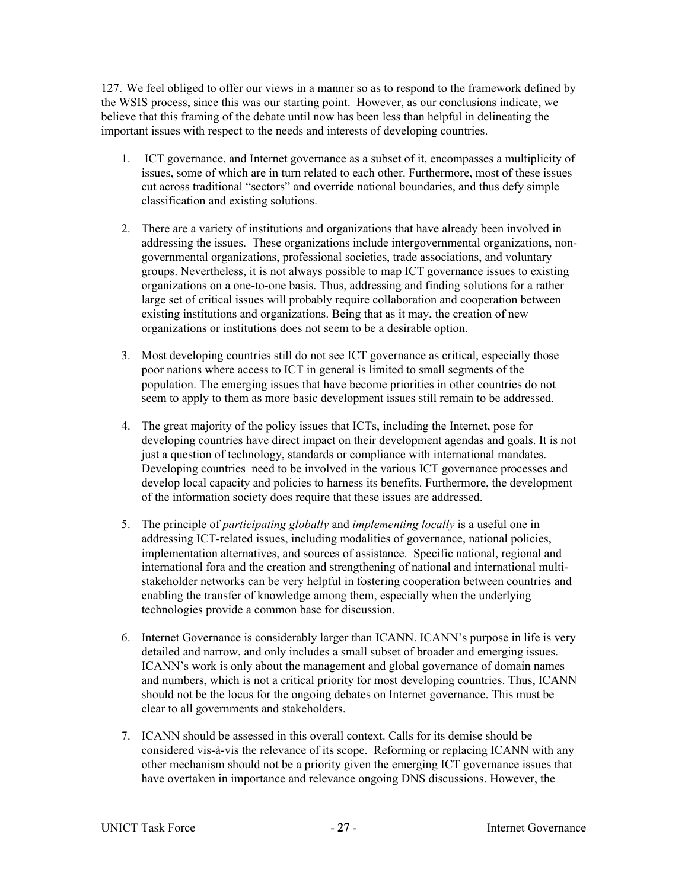127. We feel obliged to offer our views in a manner so as to respond to the framework defined by the WSIS process, since this was our starting point. However, as our conclusions indicate, we believe that this framing of the debate until now has been less than helpful in delineating the important issues with respect to the needs and interests of developing countries.

1. ICT governance, and Internet governance as a subset of it, encompasses a multiplicity of issues, some of which are in turn related to each other. Furthermore, most of these issues cut across traditional "sectors" and override national boundaries, and thus defy simple classification and existing solutions.

2. There are a variety of institutions and organizations that have already been involved in addressing the issues. These organizations include intergovernmental organizations, non-governmental organizations, professional societies, trade associations, and voluntary groups. Nevertheless, it is not always possible to map ICT governance issues to existing organizations on a one-to-one basis. Thus, addressing and finding solutions for a rather large set of critical issues will probably require collaboration and cooperation between existing institutions and organizations. Being that as it may, the creation of new organizations or institutions does not seem to be a desirable option.

3. Most developing countries still do not see ICT governance as critical, especially those poor nations where access to ICT in general is limited to small segments of the population. The emerging issues that have become priorities in other countries do not seem to apply to them as more basic development issues still remain to be addressed.

4. The great majority of the policy issues that ICTs, including the Internet, pose for developing countries have direct impact on their development agendas and goals. It is not just a question of technology, standards or compliance with international mandates. Developing countries need to be involved in the various ICT governance processes and develop local capacity and policies to harness its benefits. Furthermore, the development of the information society does require that these issues are addressed.

5. The principle of *participating globally* and *implementing locally* is a useful one in addressing ICT-related issues, including modalities of governance, national policies, implementation alternatives, and sources of assistance. Specific national, regional and international fora and the creation and strengthening of national and international multi-stakeholder networks can be very helpful in fostering cooperation between countries and enabling the transfer of knowledge among them, especially when the underlying technologies provide a common base for discussion.

6. Internet Governance is considerably larger than ICANN. ICANN's purpose in life is very detailed and narrow, and only includes a small subset of broader and emerging issues. ICANN's work is only about the management and global governance of domain names and numbers, which is not a critical priority for most developing countries. Thus, ICANN should not be the locus for the ongoing debates on Internet governance. This must be clear to all governments and stakeholders.

7. ICANN should be assessed in this overall context. Calls for its demise should be considered vis-à-vis the relevance of its scope. Reforming or replacing ICANN with any other mechanism should not be a priority given the emerging ICT governance issues that have overtaken in importance and relevance ongoing DNS discussions. However, the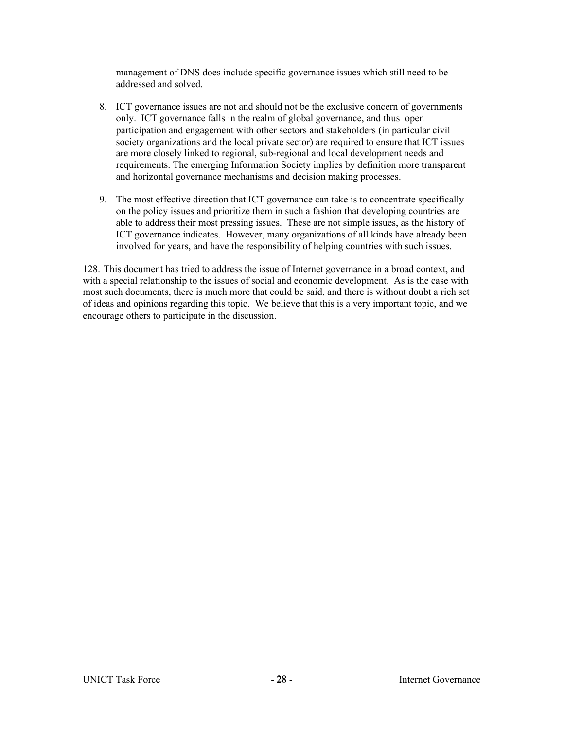management of DNS does include specific governance issues which still need to be addressed and solved.

8. ICT governance issues are not and should not be the exclusive concern of governments only. ICT governance falls in the realm of global governance, and thus open participation and engagement with other sectors and stakeholders (in particular civil society organizations and the local private sector) are required to ensure that ICT issues are more closely linked to regional, sub-regional and local development needs and requirements. The emerging Information Society implies by definition more transparent and horizontal governance mechanisms and decision making processes.

9. The most effective direction that ICT governance can take is to concentrate specifically on the policy issues and prioritize them in such a fashion that developing countries are able to address their most pressing issues. These are not simple issues, as the history of ICT governance indicates. However, many organizations of all kinds have already been involved for years, and have the responsibility of helping countries with such issues.

128. This document has tried to address the issue of Internet governance in a broad context, and with a special relationship to the issues of social and economic development. As is the case with most such documents, there is much more that could be said, and there is without doubt a rich set of ideas and opinions regarding this topic. We believe that this is a very important topic, and we encourage others to participate in the discussion.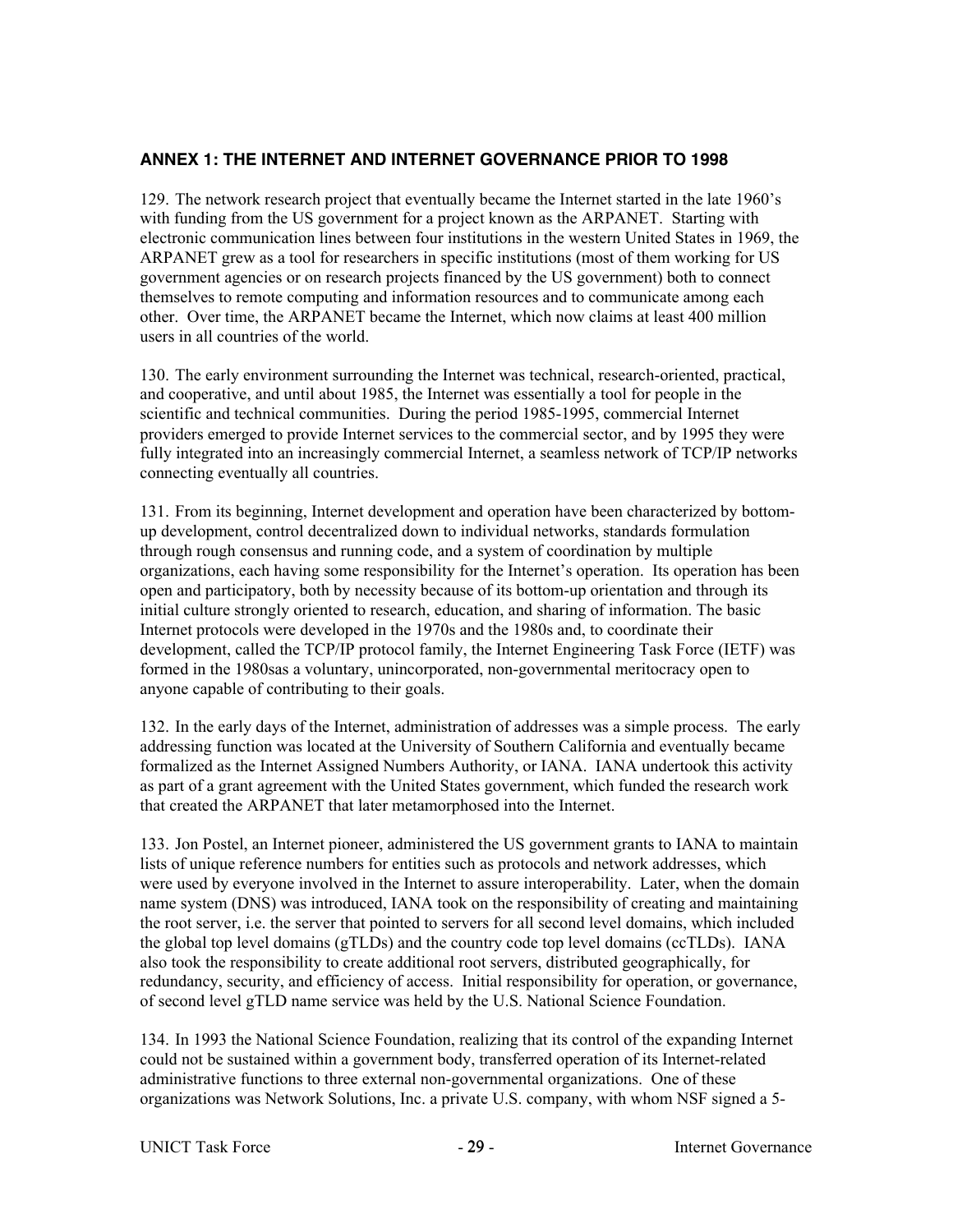## ANNEX 1: THE INTERNET AND INTERNET GOVERNANCE PRIOR TO 1998

129. The network research project that eventually became the Internet started in the late 1960's with funding from the US government for a project known as the ARPANET. Starting with electronic communication lines between four institutions in the western United States in 1969, the ARPANET grew as a tool for researchers in specific institutions (most of them working for US government agencies or on research projects financed by the US government) both to connect themselves to remote computing and information resources and to communicate among each other. Over time, the ARPANET became the Internet, which now claims at least 400 million users in all countries of the world.

130. The early environment surrounding the Internet was technical, research-oriented, practical, and cooperative, and until about 1985, the Internet was essentially a tool for people in the scientific and technical communities. During the period 1985-1995, commercial Internet providers emerged to provide Internet services to the commercial sector, and by 1995 they were fully integrated into an increasingly commercial Internet, a seamless network of TCP/IP networks connecting eventually all countries.

131. From its beginning, Internet development and operation have been characterized by bottom-up development, control decentralized down to individual networks, standards formulation through rough consensus and running code, and a system of coordination by multiple organizations, each having some responsibility for the Internet's operation. Its operation has been open and participatory, both by necessity because of its bottom-up orientation and through its initial culture strongly oriented to research, education, and sharing of information. The basic Internet protocols were developed in the 1970s and the 1980s and, to coordinate their development, called the TCP/IP protocol family, the Internet Engineering Task Force (IETF) was formed in the 1980sas a voluntary, unincorporated, non-governmental meritocracy open to anyone capable of contributing to their goals.

132. In the early days of the Internet, administration of addresses was a simple process. The early addressing function was located at the University of Southern California and eventually became formalized as the Internet Assigned Numbers Authority, or IANA. IANA undertook this activity as part of a grant agreement with the United States government, which funded the research work that created the ARPANET that later metamorphosed into the Internet.

133. Jon Postel, an Internet pioneer, administered the US government grants to IANA to maintain lists of unique reference numbers for entities such as protocols and network addresses, which were used by everyone involved in the Internet to assure interoperability. Later, when the domain name system (DNS) was introduced, IANA took on the responsibility of creating and maintaining the root server, i.e. the server that pointed to servers for all second level domains, which included the global top level domains (gTLDs) and the country code top level domains (ccTLDs). IANA also took the responsibility to create additional root servers, distributed geographically, for redundancy, security, and efficiency of access. Initial responsibility for operation, or governance, of second level gTLD name service was held by the U.S. National Science Foundation.

134. In 1993 the National Science Foundation, realizing that its control of the expanding Internet could not be sustained within a government body, transferred operation of its Internet-related administrative functions to three external non-governmental organizations. One of these organizations was Network Solutions, Inc. a private U.S. company, with whom NSF signed a 5-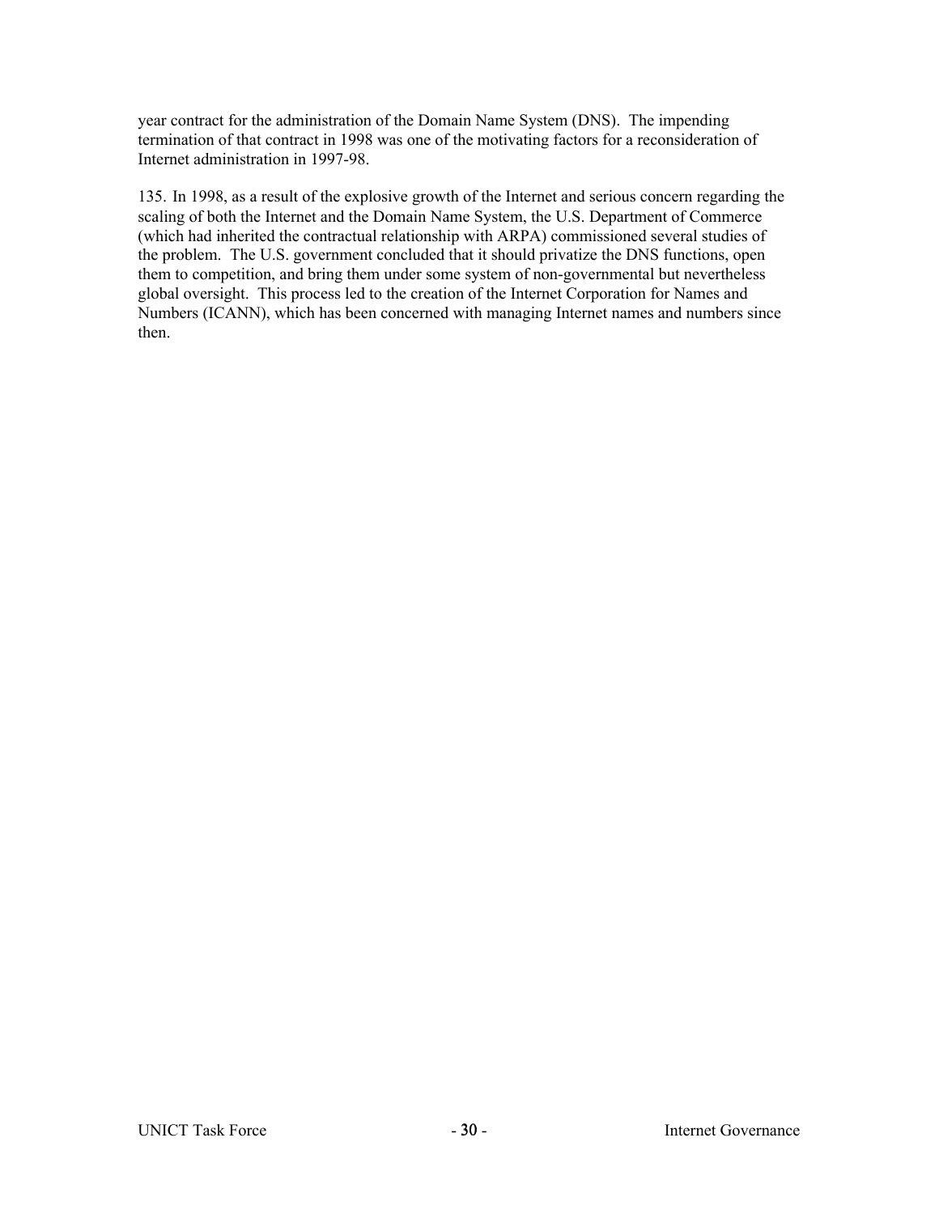year contract for the administration of the Domain Name System (DNS). The impending termination of that contract in 1998 was one of the motivating factors for a reconsideration of Internet administration in 1997-98.

135. In 1998, as a result of the explosive growth of the Internet and serious concern regarding the scaling of both the Internet and the Domain Name System, the U.S. Department of Commerce (which had inherited the contractual relationship with ARPA) commissioned several studies of the problem. The U.S. government concluded that it should privatize the DNS functions, open them to competition, and bring them under some system of non-governmental but nevertheless global oversight. This process led to the creation of the Internet Corporation for Names and Numbers (ICANN), which has been concerned with managing Internet names and numbers since then.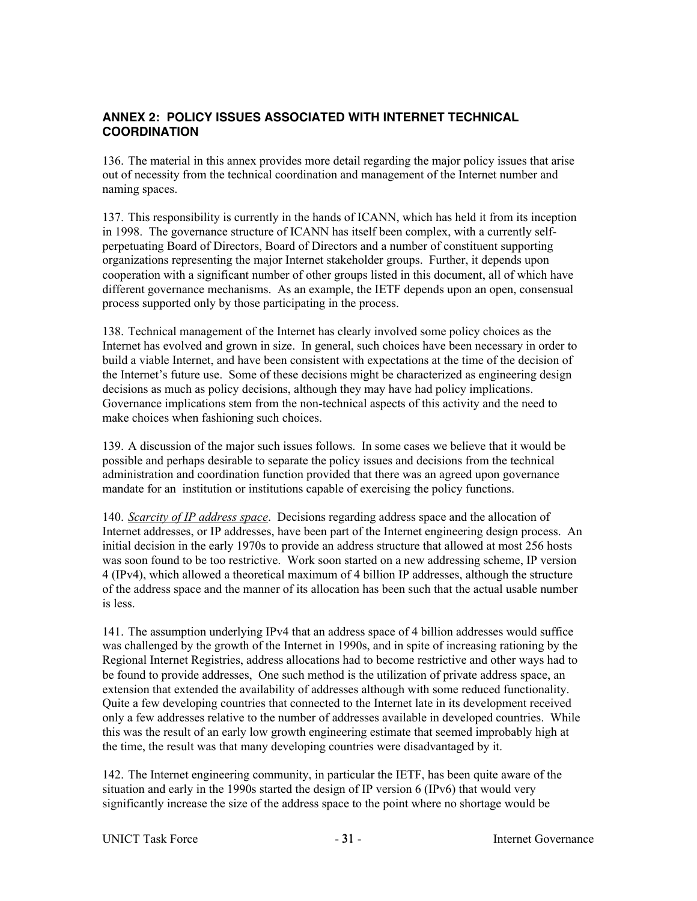## ANNEX 2: POLICY ISSUES ASSOCIATED WITH INTERNET TECHNICAL COORDINATION

136. The material in this annex provides more detail regarding the major policy issues that arise out of necessity from the technical coordination and management of the Internet number and naming spaces.

137. This responsibility is currently in the hands of ICANN, which has held it from its inception in 1998. The governance structure of ICANN has itself been complex, with a currently self-perpetuating Board of Directors, Board of Directors and a number of constituent supporting organizations representing the major Internet stakeholder groups. Further, it depends upon cooperation with a significant number of other groups listed in this document, all of which have different governance mechanisms. As an example, the IETF depends upon an open, consensual process supported only by those participating in the process.

138. Technical management of the Internet has clearly involved some policy choices as the Internet has evolved and grown in size. In general, such choices have been necessary in order to build a viable Internet, and have been consistent with expectations at the time of the decision of the Internet's future use. Some of these decisions might be characterized as engineering design decisions as much as policy decisions, although they may have had policy implications. Governance implications stem from the non-technical aspects of this activity and the need to make choices when fashioning such choices.

139. A discussion of the major such issues follows. In some cases we believe that it would be possible and perhaps desirable to separate the policy issues and decisions from the technical administration and coordination function provided that there was an agreed upon governance mandate for an institution or institutions capable of exercising the policy functions.

140. *Scarcity of IP address space*. Decisions regarding address space and the allocation of Internet addresses, or IP addresses, have been part of the Internet engineering design process. An initial decision in the early 1970s to provide an address structure that allowed at most 256 hosts was soon found to be too restrictive. Work soon started on a new addressing scheme, IP version 4 (IPv4), which allowed a theoretical maximum of 4 billion IP addresses, although the structure of the address space and the manner of its allocation has been such that the actual usable number is less.

141. The assumption underlying IPv4 that an address space of 4 billion addresses would suffice was challenged by the growth of the Internet in 1990s, and in spite of increasing rationing by the Regional Internet Registries, address allocations had to become restrictive and other ways had to be found to provide addresses, One such method is the utilization of private address space, an extension that extended the availability of addresses although with some reduced functionality. Quite a few developing countries that connected to the Internet late in its development received only a few addresses relative to the number of addresses available in developed countries. While this was the result of an early low growth engineering estimate that seemed improbably high at the time, the result was that many developing countries were disadvantaged by it.

142. The Internet engineering community, in particular the IETF, has been quite aware of the situation and early in the 1990s started the design of IP version 6 (IPv6) that would very significantly increase the size of the address space to the point where no shortage would be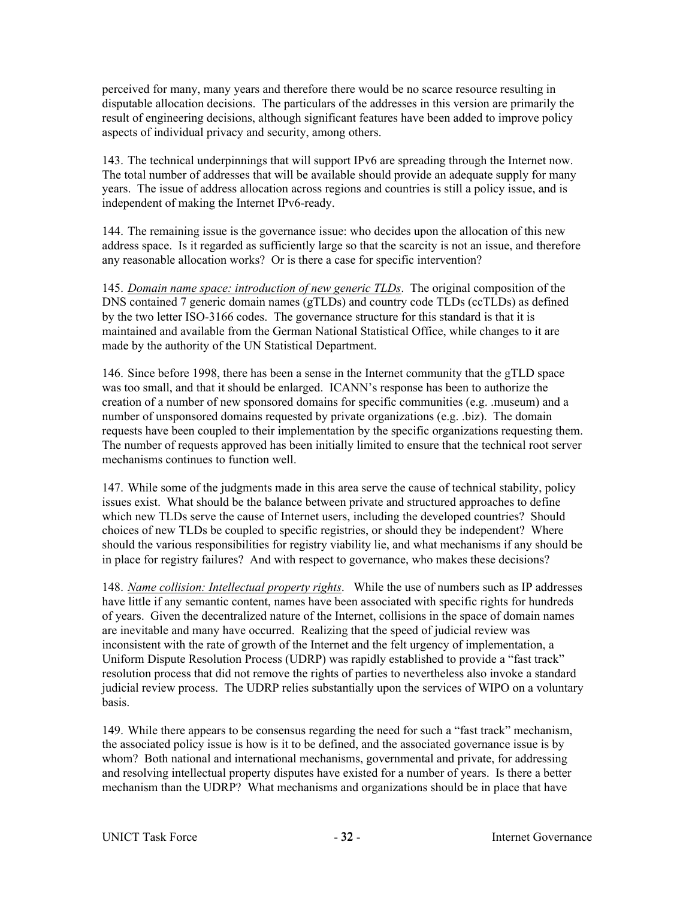perceived for many, many years and therefore there would be no scarce resource resulting in disputable allocation decisions. The particulars of the addresses in this version are primarily the result of engineering decisions, although significant features have been added to improve policy aspects of individual privacy and security, among others.

143. The technical underpinnings that will support IPv6 are spreading through the Internet now. The total number of addresses that will be available should provide an adequate supply for many years. The issue of address allocation across regions and countries is still a policy issue, and is independent of making the Internet IPv6-ready.

144. The remaining issue is the governance issue: who decides upon the allocation of this new address space. Is it regarded as sufficiently large so that the scarcity is not an issue, and therefore any reasonable allocation works? Or is there a case for specific intervention?

145. *Domain name space: introduction of new generic TLDs*. The original composition of the DNS contained 7 generic domain names (gTLDs) and country code TLDs (ccTLDs) as defined by the two letter ISO-3166 codes. The governance structure for this standard is that it is maintained and available from the German National Statistical Office, while changes to it are made by the authority of the UN Statistical Department.

146. Since before 1998, there has been a sense in the Internet community that the gTLD space was too small, and that it should be enlarged. ICANN's response has been to authorize the creation of a number of new sponsored domains for specific communities (e.g. .museum) and a number of unsponsored domains requested by private organizations (e.g. .biz). The domain requests have been coupled to their implementation by the specific organizations requesting them. The number of requests approved has been initially limited to ensure that the technical root server mechanisms continues to function well.

147. While some of the judgments made in this area serve the cause of technical stability, policy issues exist. What should be the balance between private and structured approaches to define which new TLDs serve the cause of Internet users, including the developed countries? Should choices of new TLDs be coupled to specific registries, or should they be independent? Where should the various responsibilities for registry viability lie, and what mechanisms if any should be in place for registry failures? And with respect to governance, who makes these decisions?

148. *Name collision: Intellectual property rights*. While the use of numbers such as IP addresses have little if any semantic content, names have been associated with specific rights for hundreds of years. Given the decentralized nature of the Internet, collisions in the space of domain names are inevitable and many have occurred. Realizing that the speed of judicial review was inconsistent with the rate of growth of the Internet and the felt urgency of implementation, a Uniform Dispute Resolution Process (UDRP) was rapidly established to provide a "fast track" resolution process that did not remove the rights of parties to nevertheless also invoke a standard judicial review process. The UDRP relies substantially upon the services of WIPO on a voluntary basis.

149. While there appears to be consensus regarding the need for such a "fast track" mechanism, the associated policy issue is how is it to be defined, and the associated governance issue is by whom? Both national and international mechanisms, governmental and private, for addressing and resolving intellectual property disputes have existed for a number of years. Is there a better mechanism than the UDRP? What mechanisms and organizations should be in place that have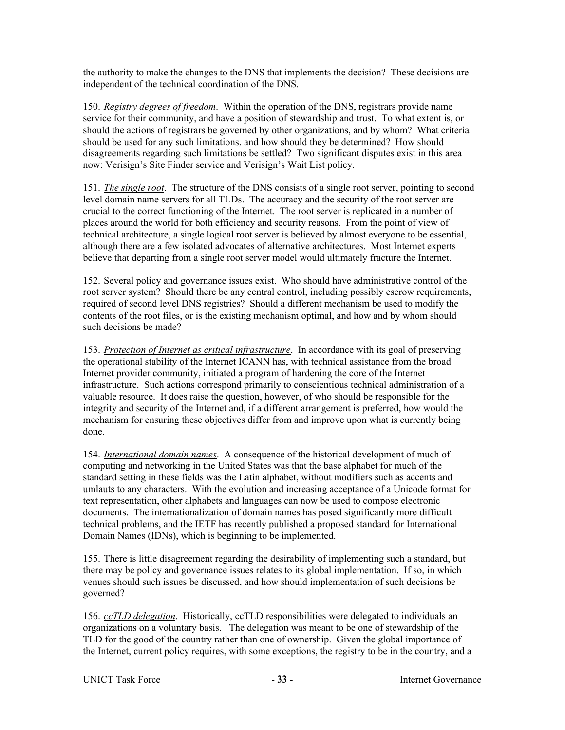the authority to make the changes to the DNS that implements the decision? These decisions are independent of the technical coordination of the DNS.

150. *Registry degrees of freedom*. Within the operation of the DNS, registrars provide name service for their community, and have a position of stewardship and trust. To what extent is, or should the actions of registrars be governed by other organizations, and by whom? What criteria should be used for any such limitations, and how should they be determined? How should disagreements regarding such limitations be settled? Two significant disputes exist in this area now: Verisign's Site Finder service and Verisign's Wait List policy.

151. *The single root*. The structure of the DNS consists of a single root server, pointing to second level domain name servers for all TLDs. The accuracy and the security of the root server are crucial to the correct functioning of the Internet. The root server is replicated in a number of places around the world for both efficiency and security reasons. From the point of view of technical architecture, a single logical root server is believed by almost everyone to be essential, although there are a few isolated advocates of alternative architectures. Most Internet experts believe that departing from a single root server model would ultimately fracture the Internet.

152. Several policy and governance issues exist. Who should have administrative control of the root server system? Should there be any central control, including possibly escrow requirements, required of second level DNS registries? Should a different mechanism be used to modify the contents of the root files, or is the existing mechanism optimal, and how and by whom should such decisions be made?

153. *Protection of Internet as critical infrastructure*. In accordance with its goal of preserving the operational stability of the Internet ICANN has, with technical assistance from the broad Internet provider community, initiated a program of hardening the core of the Internet infrastructure. Such actions correspond primarily to conscientious technical administration of a valuable resource. It does raise the question, however, of who should be responsible for the integrity and security of the Internet and, if a different arrangement is preferred, how would the mechanism for ensuring these objectives differ from and improve upon what is currently being done.

154. *International domain names*. A consequence of the historical development of much of computing and networking in the United States was that the base alphabet for much of the standard setting in these fields was the Latin alphabet, without modifiers such as accents and umlauts to any characters. With the evolution and increasing acceptance of a Unicode format for text representation, other alphabets and languages can now be used to compose electronic documents. The internationalization of domain names has posed significantly more difficult technical problems, and the IETF has recently published a proposed standard for International Domain Names (IDNs), which is beginning to be implemented.

155. There is little disagreement regarding the desirability of implementing such a standard, but there may be policy and governance issues relates to its global implementation. If so, in which venues should such issues be discussed, and how should implementation of such decisions be governed?

156. *ccTLD delegation*. Historically, ccTLD responsibilities were delegated to individuals an organizations on a voluntary basis. The delegation was meant to be one of stewardship of the TLD for the good of the country rather than one of ownership. Given the global importance of the Internet, current policy requires, with some exceptions, the registry to be in the country, and a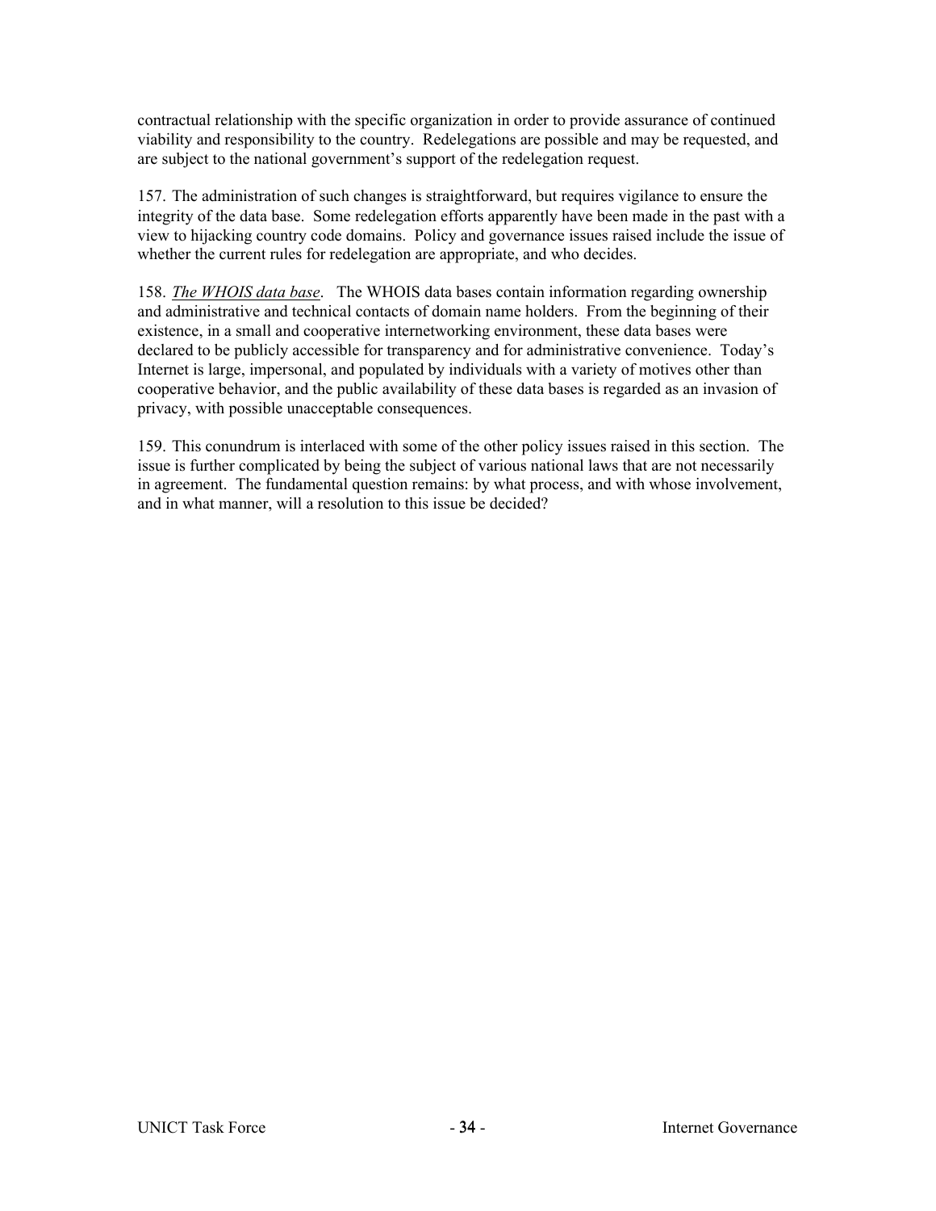contractual relationship with the specific organization in order to provide assurance of continued viability and responsibility to the country. Redelegations are possible and may be requested, and are subject to the national government's support of the redelegation request.

157. The administration of such changes is straightforward, but requires vigilance to ensure the integrity of the data base. Some redelegation efforts apparently have been made in the past with a view to hijacking country code domains. Policy and governance issues raised include the issue of whether the current rules for redelegation are appropriate, and who decides.

158. *The WHOIS data base*. The WHOIS data bases contain information regarding ownership and administrative and technical contacts of domain name holders. From the beginning of their existence, in a small and cooperative internetworking environment, these data bases were declared to be publicly accessible for transparency and for administrative convenience. Today's Internet is large, impersonal, and populated by individuals with a variety of motives other than cooperative behavior, and the public availability of these data bases is regarded as an invasion of privacy, with possible unacceptable consequences.

159. This conundrum is interlaced with some of the other policy issues raised in this section. The issue is further complicated by being the subject of various national laws that are not necessarily in agreement. The fundamental question remains: by what process, and with whose involvement, and in what manner, will a resolution to this issue be decided?